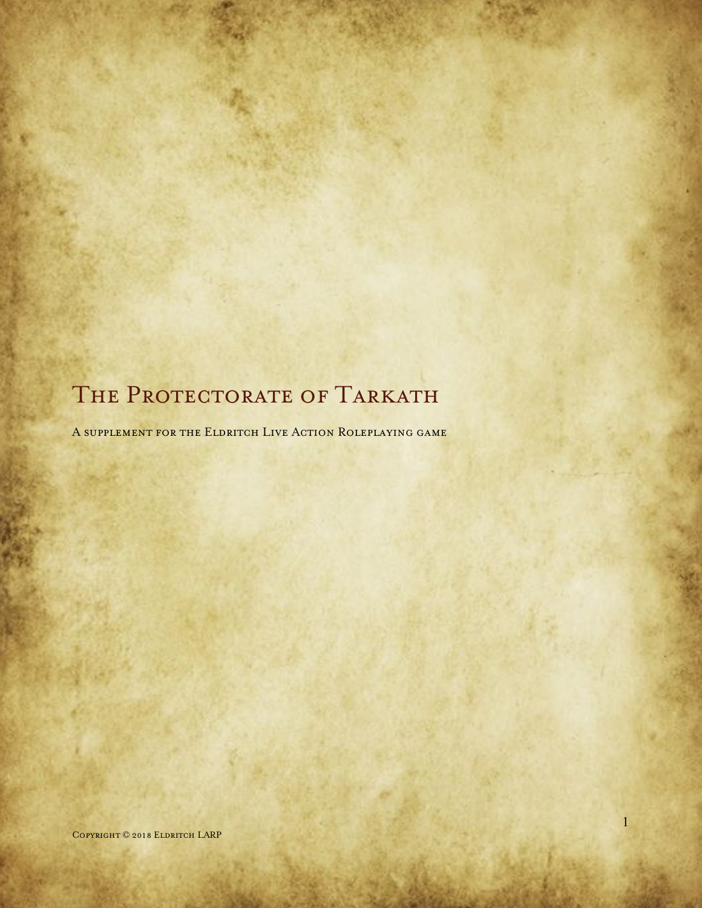# The Protectorate of Tarkath

A supplement for the Eldritch Live Action Roleplaying game

Copyright © 2018 Eldritch LARP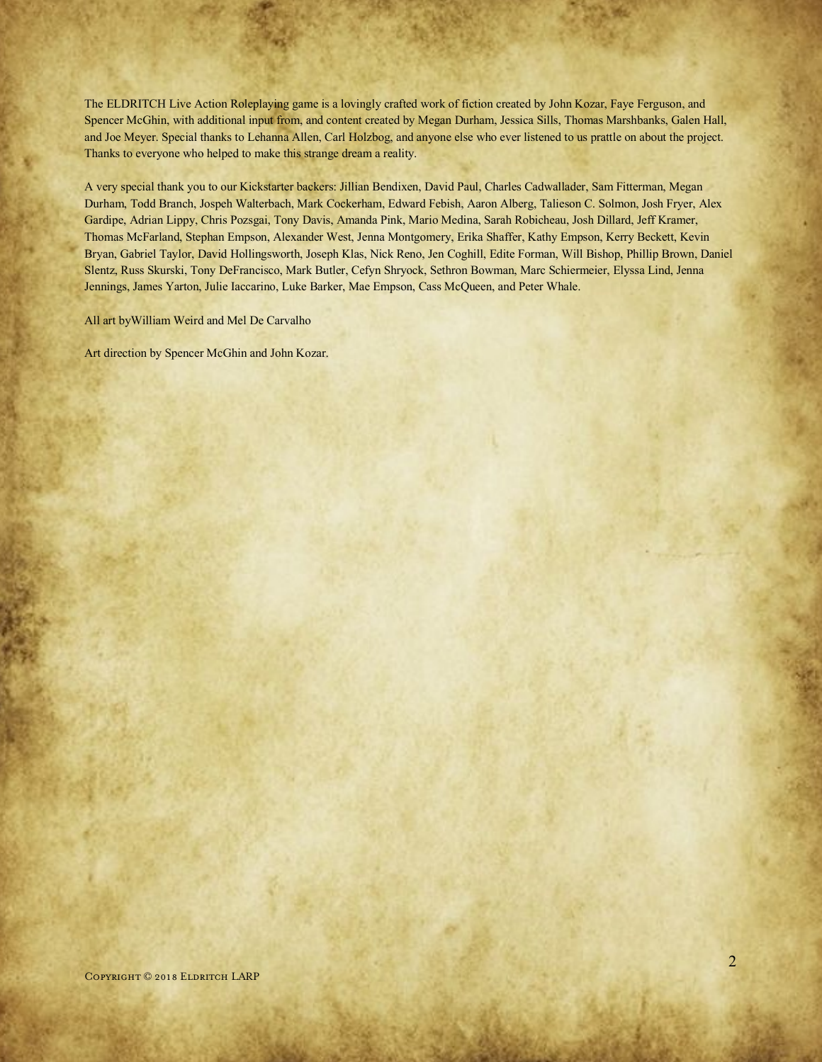The ELDRITCH Live Action Roleplaying game is a lovingly crafted work of fiction created by John Kozar, Faye Ferguson, and Spencer McGhin, with additional input from, and content created by Megan Durham, Jessica Sills, Thomas Marshbanks, Galen Hall, and Joe Meyer. Special thanks to Lehanna Allen, Carl Holzbog, and anyone else who ever listened to us prattle on about the project. Thanks to everyone who helped to make this strange dream a reality.

A very special thank you to our Kickstarter backers: Jillian Bendixen, David Paul, Charles Cadwallader, Sam Fitterman, Megan Durham, Todd Branch, Jospeh Walterbach, Mark Cockerham, Edward Febish, Aaron Alberg, Talieson C. Solmon, Josh Fryer, Alex Gardipe, Adrian Lippy, Chris Pozsgai, Tony Davis, Amanda Pink, Mario Medina, Sarah Robicheau, Josh Dillard, Jeff Kramer, Thomas McFarland, Stephan Empson, Alexander West, Jenna Montgomery, Erika Shaffer, Kathy Empson, Kerry Beckett, Kevin Bryan, Gabriel Taylor, David Hollingsworth, Joseph Klas, Nick Reno, Jen Coghill, Edite Forman, Will Bishop, Phillip Brown, Daniel Slentz, Russ Skurski, Tony DeFrancisco, Mark Butler, Cefyn Shryock, Sethron Bowman, Marc Schiermeier, Elyssa Lind, Jenna Jennings, James Yarton, Julie Iaccarino, Luke Barker, Mae Empson, Cass McQueen, and Peter Whale.

All art byWilliam Weird and Mel De Carvalho

Art direction by Spencer McGhin and John Kozar.

Copyright © 2018 Eldritch LARP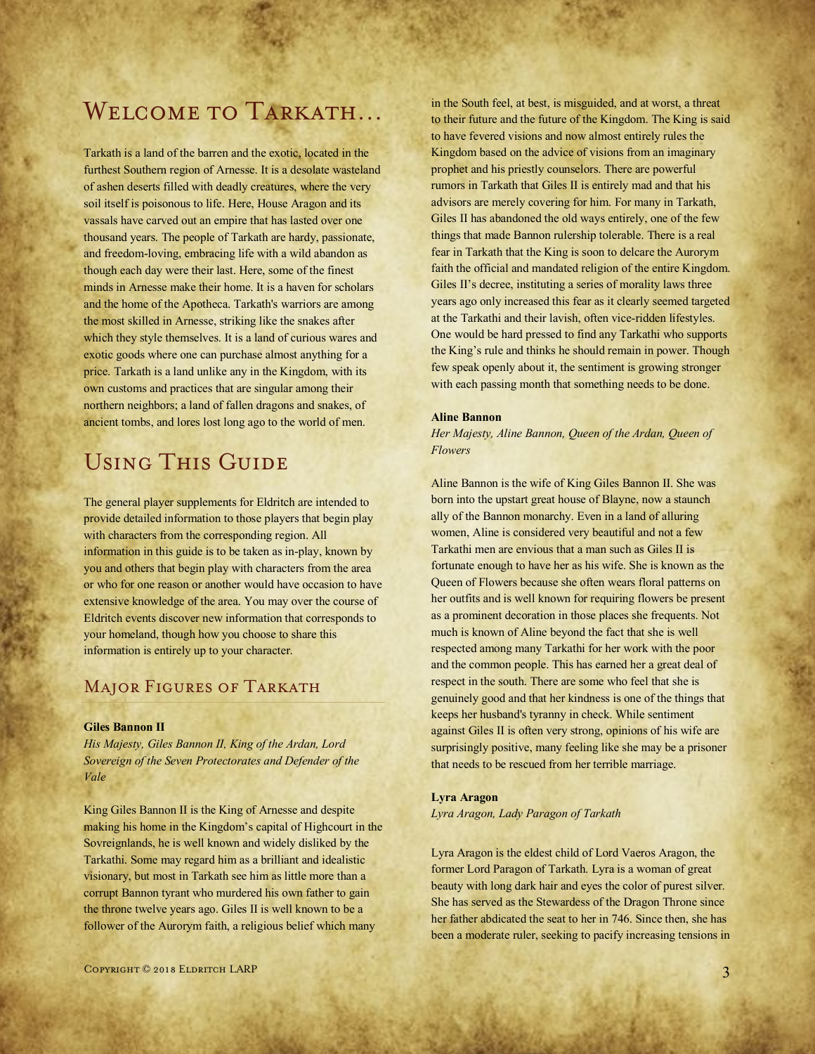# Welcome to Tarkath...

Tarkath is a land of the barren and the exotic, located in the furthest Southern region of Arnesse. It is a desolate wasteland of ashen deserts filled with deadly creatures, where the very soil itself is poisonous to life. Here, House Aragon and its vassals have carved out an empire that has lasted over one thousand years. The people of Tarkath are hardy, passionate, and freedom-loving, embracing life with a wild abandon as though each day were their last. Here, some of the finest minds in Arnesse make their home. It is a haven for scholars and the home of the Apotheca. Tarkath's warriors are among the most skilled in Arnesse, striking like the snakes after which they style themselves. It is a land of curious wares and exotic goods where one can purchase almost anything for a price. Tarkath is a land unlike any in the Kingdom, with its own customs and practices that are singular among their northern neighbors; a land of fallen dragons and snakes, of ancient tombs, and lores lost long ago to the world of men.

# Using This Guide

The general player supplements for Eldritch are intended to provide detailed information to those players that begin play with characters from the corresponding region. All information in this guide is to be taken as in-play, known by you and others that begin play with characters from the area or who for one reason or another would have occasion to have extensive knowledge of the area. You may over the course of Eldritch events discover new information that corresponds to your homeland, though how you choose to share this information is entirely up to your character.

## Major Figures of Tarkath

**Giles Bannon II**

*His Majesty, Giles Bannon II, King of the Ardan, Lord Sovereign of the Seven Protectorates and Defender of the Vale*

King Giles Bannon II is the King of Arnesse and despite making his home in the Kingdom's capital of Highcourt in the Sovreignlands, he is well known and widely disliked by the Tarkathi. Some may regard him as a brilliant and idealistic visionary, but most in Tarkath see him as little more than a corrupt Bannon tyrant who murdered his own father to gain the throne twelve years ago. Giles II is well known to be a follower of the Aurorym faith, a religious belief which many in the South feel, at best, is misguided, and at worst, a threat to their future and the future of the Kingdom. The King is said to have fevered visions and now almost entirely rules the Kingdom based on the advice of visions from an imaginary prophet and his priestly counselors. There are powerful rumors in Tarkath that Giles II is entirely mad and that his advisors are merely covering for him. For many in Tarkath, Giles II has abandoned the old ways entirely, one of the few things that made Bannon rulership tolerable. There is a real fear in Tarkath that the King is soon to delcare the Aurorym faith the official and mandated religion of the entire Kingdom. Giles II's decree, instituting a series of morality laws three years ago only increased this fear as it clearly seemed targeted at the Tarkathi and their lavish, often vice-ridden lifestyles. One would be hard pressed to find any Tarkathi who supports the King's rule and thinks he should remain in power. Though few speak openly about it, the sentiment is growing stronger with each passing month that something needs to be done.

**Aline Bannon**

*Her Majesty, Aline Bannon, Queen of the Ardan, Queen of Flowers*

Aline Bannon is the wife of King Giles Bannon II. She was born into the upstart great house of Blayne, now a staunch ally of the Bannon monarchy. Even in a land of alluring women, Aline is considered very beautiful and not a few Tarkathi men are envious that a man such as Giles II is fortunate enough to have her as his wife. She is known as the Queen of Flowers because she often wears floral patterns on her outfits and is well known for requiring flowers be present as a prominent decoration in those places she frequents. Not much is known of Aline beyond the fact that she is well respected among many Tarkathi for her work with the poor and the common people. This has earned her a great deal of respect in the south. There are some who feel that she is genuinely good and that her kindness is one of the things that keeps her husband's tyranny in check. While sentiment against Giles II is often very strong, opinions of his wife are surprisingly positive, many feeling like she may be a prisoner that needs to be rescued from her terrible marriage.

**Lyra Aragon**

*Lyra Aragon, Lady Paragon of Tarkath*

Lyra Aragon is the eldest child of Lord Vaeros Aragon, the former Lord Paragon of Tarkath. Lyra is a woman of great beauty with long dark hair and eyes the color of purest silver. She has served as the Stewardess of the Dragon Throne since her father abdicated the seat to her in 746. Since then, she has been a moderate ruler, seeking to pacify increasing tensions in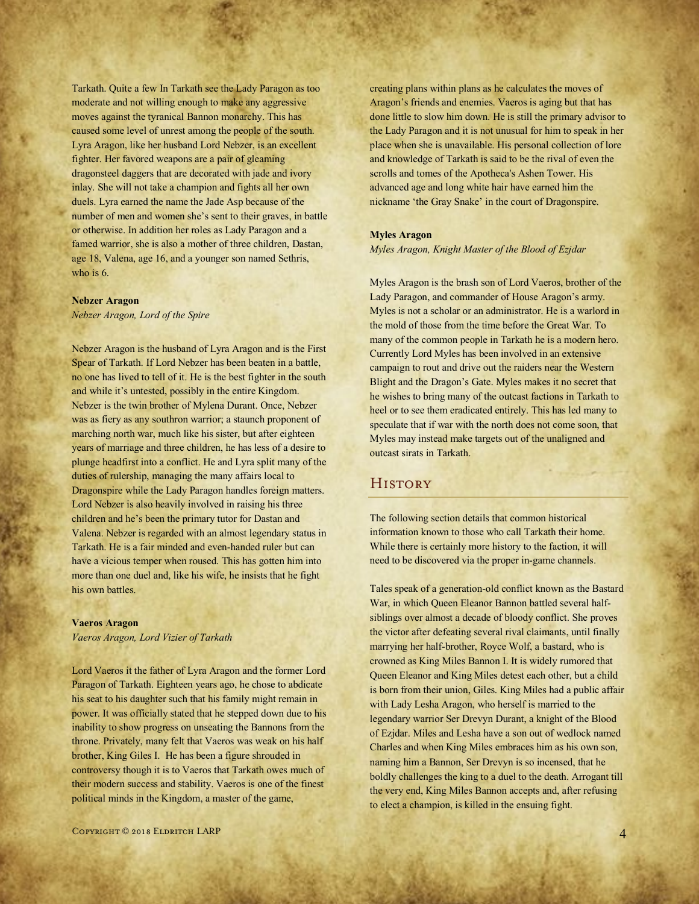Tarkath. Quite a few In Tarkath see the Lady Paragon as too moderate and not willing enough to make any aggressive moves against the tyranical Bannon monarchy. This has caused some level of unrest among the people of the south. Lyra Aragon, like her husband Lord Nebzer, is an excellent fighter. Her favored weapons are a pair of gleaming dragonsteel daggers that are decorated with jade and ivory inlay. She will not take a champion and fights all her own duels. Lyra earned the name the Jade Asp because of the number of men and women she's sent to their graves, in battle or otherwise. In addition her roles as Lady Paragon and a famed warrior, she is also a mother of three children, Dastan, age 18, Valena, age 16, and a younger son named Sethris, who is 6.

**Nebzer Aragon**

*Nebzer Aragon, Lord of the Spire*

Nebzer Aragon is the husband of Lyra Aragon and is the First Spear of Tarkath. If Lord Nebzer has been beaten in a battle, no one has lived to tell of it. He is the best fighter in the south and while it's untested, possibly in the entire Kingdom. Nebzer is the twin brother of Mylena Durant. Once, Nebzer was as fiery as any southron warrior; a staunch proponent of marching north war, much like his sister, but after eighteen years of marriage and three children, he has less of a desire to plunge headfirst into a conflict. He and Lyra split many of the duties of rulership, managing the many affairs local to Dragonspire while the Lady Paragon handles foreign matters. Lord Nebzer is also heavily involved in raising his three children and he's been the primary tutor for Dastan and Valena. Nebzer is regarded with an almost legendary status in Tarkath. He is a fair minded and even-handed ruler but can have a vicious temper when roused. This has gotten him into more than one duel and, like his wife, he insists that he fight his own battles.

**Vaeros Aragon**

*Vaeros Aragon, Lord Vizier of Tarkath*

Lord Vaeros it the father of Lyra Aragon and the former Lord Paragon of Tarkath. Eighteen years ago, he chose to abdicate his seat to his daughter such that his family might remain in power. It was officially stated that he stepped down due to his inability to show progress on unseating the Bannons from the throne. Privately, many felt that Vaeros was weak on his half brother, King Giles I. He has been a figure shrouded in controversy though it is to Vaeros that Tarkath owes much of their modern success and stability. Vaeros is one of the finest political minds in the Kingdom, a master of the game, creating plans within plans as he calculates the moves of Aragon's friends and enemies. Vaeros is aging but that has done little to slow him down. He is still the primary advisor to the Lady Paragon and it is not unusual for him to speak in her place when she is unavailable. His personal collection of lore and knowledge of Tarkath is said to be the rival of even the scrolls and tomes of the Apotheca's Ashen Tower. His advanced age and long white hair have earned him the nickname 'the Gray Snake' in the court of Dragonspire.

**Myles Aragon**

*Myles Aragon, Knight Master of the Blood of Ezjdar*

Myles Aragon is the brash son of Lord Vaeros, brother of the Lady Paragon, and commander of House Aragon's army. Myles is not a scholar or an administrator. He is a warlord in the mold of those from the time before the Great War. To many of the common people in Tarkath he is a modern hero. Currently Lord Myles has been involved in an extensive campaign to rout and drive out the raiders near the Western Blight and the Dragon's Gate. Myles makes it no secret that he wishes to bring many of the outcast factions in Tarkath to heel or to see them eradicated entirely. This has led many to speculate that if war with the north does not come soon, that Myles may instead make targets out of the unaligned and outcast sirats in Tarkath.

## History

The following section details that common historical information known to those who call Tarkath their home. While there is certainly more history to the faction, it will need to be discovered via the proper in-game channels.

Tales speak of a generation-old conflict known as the Bastard War, in which Queen Eleanor Bannon battled several half-siblings over almost a decade of bloody conflict. She proves the victor after defeating several rival claimants, until finally marrying her half-brother, Royce Wolf, a bastard, who is crowned as King Miles Bannon I. It is widely rumored that Queen Eleanor and King Miles detest each other, but a child is born from their union, Giles. King Miles had a public affair with Lady Lesha Aragon, who herself is married to the legendary warrior Ser Drevyn Durant, a knight of the Blood of Ezjdar. Miles and Lesha have a son out of wedlock named Charles and when King Miles embraces him as his own son, naming him a Bannon, Ser Drevyn is so incensed, that he boldly challenges the king to a duel to the death. Arrogant till the very end, King Miles Bannon accepts and, after refusing to elect a champion, is killed in the ensuing fight.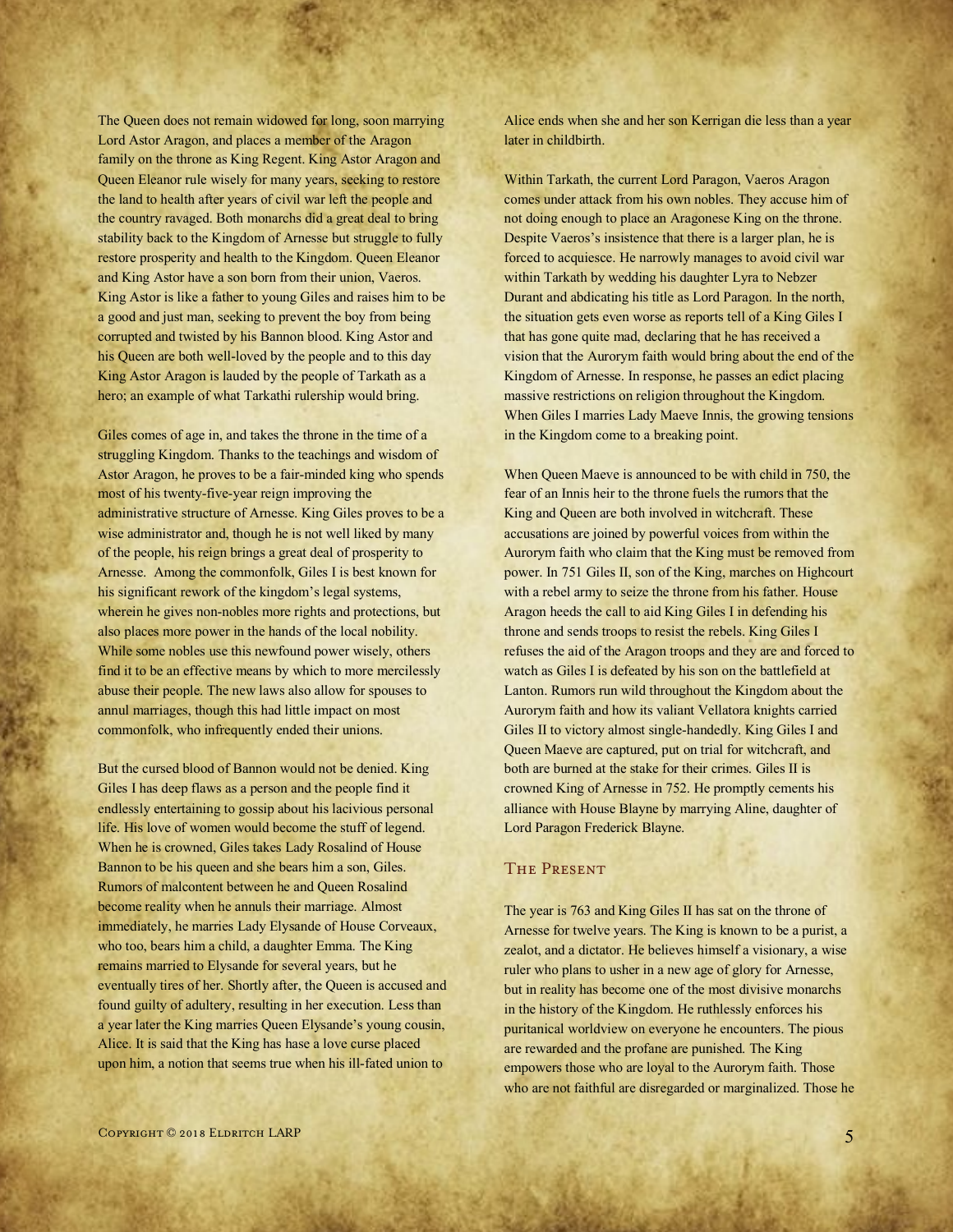The Queen does not remain widowed for long, soon marrying Lord Astor Aragon, and places a member of the Aragon family on the throne as King Regent. King Astor Aragon and Queen Eleanor rule wisely for many years, seeking to restore the land to health after years of civil war left the people and the country ravaged. Both monarchs did a great deal to bring stability back to the Kingdom of Arnesse but struggle to fully restore prosperity and health to the Kingdom. Queen Eleanor and King Astor have a son born from their union, Vaeros. King Astor is like a father to young Giles and raises him to be a good and just man, seeking to prevent the boy from being corrupted and twisted by his Bannon blood. King Astor and his Queen are both well-loved by the people and to this day King Astor Aragon is lauded by the people of Tarkath as a hero; an example of what Tarkathi rulership would bring.

Giles comes of age in, and takes the throne in the time of a struggling Kingdom. Thanks to the teachings and wisdom of Astor Aragon, he proves to be a fair-minded king who spends most of his twenty-five-year reign improving the administrative structure of Arnesse. King Giles proves to be a wise administrator and, though he is not well liked by many of the people, his reign brings a great deal of prosperity to Arnesse. Among the commonfolk, Giles I is best known for his significant rework of the kingdom's legal systems, wherein he gives non-nobles more rights and protections, but also places more power in the hands of the local nobility. While some nobles use this newfound power wisely, others find it to be an effective means by which to more mercilessly abuse their people. The new laws also allow for spouses to annul marriages, though this had little impact on most commonfolk, who infrequently ended their unions.

But the cursed blood of Bannon would not be denied. King Giles I has deep flaws as a person and the people find it endlessly entertaining to gossip about his lacivious personal life. His love of women would become the stuff of legend. When he is crowned, Giles takes Lady Rosalind of House Bannon to be his queen and she bears him a son, Giles. Rumors of malcontent between he and Queen Rosalind become reality when he annuls their marriage. Almost immediately, he marries Lady Elysande of House Corveaux, who too, bears him a child, a daughter Emma. The King remains married to Elysande for several years, but he eventually tires of her. Shortly after, the Queen is accused and found guilty of adultery, resulting in her execution. Less than a year later the King marries Queen Elysande's young cousin, Alice. It is said that the King has hase a love curse placed upon him, a notion that seems true when his ill-fated union to Alice ends when she and her son Kerrigan die less than a year later in childbirth.

Within Tarkath, the current Lord Paragon, Vaeros Aragon comes under attack from his own nobles. They accuse him of not doing enough to place an Aragonese King on the throne. Despite Vaeros's insistence that there is a larger plan, he is forced to acquiesce. He narrowly manages to avoid civil war within Tarkath by wedding his daughter Lyra to Nebzer Durant and abdicating his title as Lord Paragon. In the north, the situation gets even worse as reports tell of a King Giles I that has gone quite mad, declaring that he has received a vision that the Aurorym faith would bring about the end of the Kingdom of Arnesse. In response, he passes an edict placing massive restrictions on religion throughout the Kingdom. When Giles I marries Lady Maeve Innis, the growing tensions in the Kingdom come to a breaking point.

When Queen Maeve is announced to be with child in 750, the fear of an Innis heir to the throne fuels the rumors that the King and Queen are both involved in witchcraft. These accusations are joined by powerful voices from within the Aurorym faith who claim that the King must be removed from power. In 751 Giles II, son of the King, marches on Highcourt with a rebel army to seize the throne from his father. House Aragon heeds the call to aid King Giles I in defending his throne and sends troops to resist the rebels. King Giles I refuses the aid of the Aragon troops and they are and forced to watch as Giles I is defeated by his son on the battlefield at Lanton. Rumors run wild throughout the Kingdom about the Aurorym faith and how its valiant Vellatora knights carried Giles II to victory almost single-handedly. King Giles I and Queen Maeve are captured, put on trial for witchcraft, and both are burned at the stake for their crimes. Giles II is crowned King of Arnesse in 752. He promptly cements his alliance with House Blayne by marrying Aline, daughter of Lord Paragon Frederick Blayne.

## The Present

The year is 763 and King Giles II has sat on the throne of Arnesse for twelve years. The King is known to be a purist, a zealot, and a dictator. He believes himself a visionary, a wise ruler who plans to usher in a new age of glory for Arnesse, but in reality has become one of the most divisive monarchs in the history of the Kingdom. He ruthlessly enforces his puritanical worldview on everyone he encounters. The pious are rewarded and the profane are punished. The King empowers those who are loyal to the Aurorym faith. Those who are not faithful are disregarded or marginalized. Those he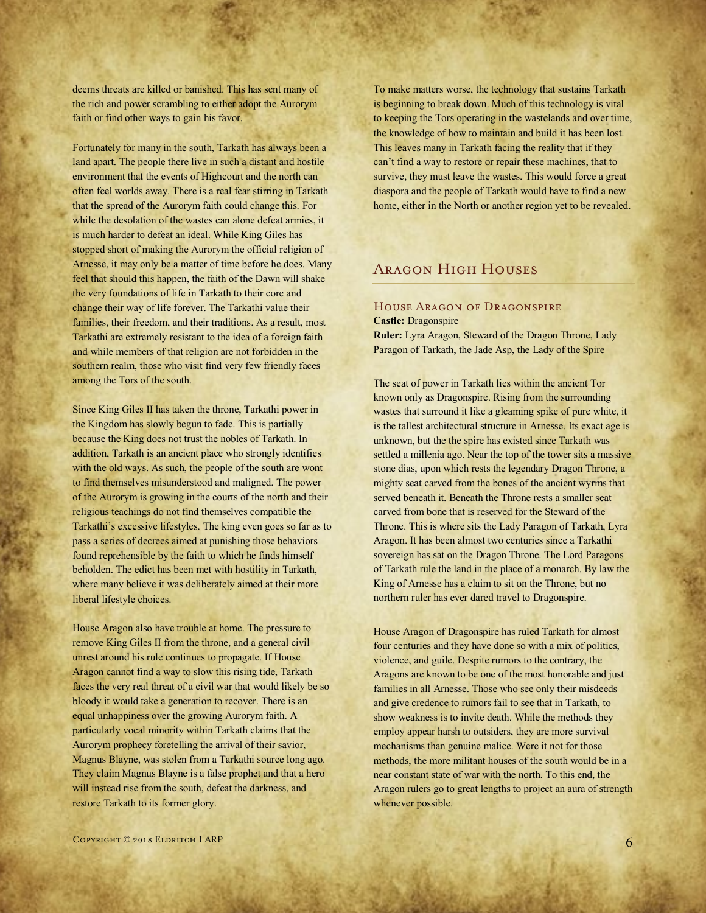deems threats are killed or banished. This has sent many of the rich and power scrambling to either adopt the Aurorym faith or find other ways to gain his favor.

Fortunately for many in the south, Tarkath has always been a land apart. The people there live in such a distant and hostile environment that the events of Highcourt and the north can often feel worlds away. There is a real fear stirring in Tarkath that the spread of the Aurorym faith could change this. For while the desolation of the wastes can alone defeat armies, it is much harder to defeat an ideal. While King Giles has stopped short of making the Aurorym the official religion of Arnesse, it may only be a matter of time before he does. Many feel that should this happen, the faith of the Dawn will shake the very foundations of life in Tarkath to their core and change their way of life forever. The Tarkathi value their families, their freedom, and their traditions. As a result, most Tarkathi are extremely resistant to the idea of a foreign faith and while members of that religion are not forbidden in the southern realm, those who visit find very few friendly faces among the Tors of the south.

Since King Giles II has taken the throne, Tarkathi power in the Kingdom has slowly begun to fade. This is partially because the King does not trust the nobles of Tarkath. In addition, Tarkath is an ancient place who strongly identifies with the old ways. As such, the people of the south are wont to find themselves misunderstood and maligned. The power of the Aurorym is growing in the courts of the north and their religious teachings do not find themselves compatible the Tarkathi's excessive lifestyles. The king even goes so far as to pass a series of decrees aimed at punishing those behaviors found reprehensible by the faith to which he finds himself beholden. The edict has been met with hostility in Tarkath, where many believe it was deliberately aimed at their more liberal lifestyle choices.

House Aragon also have trouble at home. The pressure to remove King Giles II from the throne, and a general civil unrest around his rule continues to propagate. If House Aragon cannot find a way to slow this rising tide, Tarkath faces the very real threat of a civil war that would likely be so bloody it would take a generation to recover. There is an equal unhappiness over the growing Aurorym faith. A particularly vocal minority within Tarkath claims that the Aurorym prophecy foretelling the arrival of their savior, Magnus Blayne, was stolen from a Tarkathi source long ago. They claim Magnus Blayne is a false prophet and that a hero will instead rise from the south, defeat the darkness, and restore Tarkath to its former glory.

To make matters worse, the technology that sustains Tarkath is beginning to break down. Much of this technology is vital to keeping the Tors operating in the wastelands and over time, the knowledge of how to maintain and build it has been lost. This leaves many in Tarkath facing the reality that if they can't find a way to restore or repair these machines, that to survive, they must leave the wastes. This would force a great diaspora and the people of Tarkath would have to find a new home, either in the North or another region yet to be revealed.

## Aragon High Houses

### House Aragon of Dragonspire

**Castle:** Dragonspire
**Ruler:** Lyra Aragon, Steward of the Dragon Throne, Lady Paragon of Tarkath, the Jade Asp, the Lady of the Spire

The seat of power in Tarkath lies within the ancient Tor known only as Dragonspire. Rising from the surrounding wastes that surround it like a gleaming spike of pure white, it is the tallest architectural structure in Arnesse. Its exact age is unknown, but the the spire has existed since Tarkath was settled a millenia ago. Near the top of the tower sits a massive stone dias, upon which rests the legendary Dragon Throne, a mighty seat carved from the bones of the ancient wyrms that served beneath it. Beneath the Throne rests a smaller seat carved from bone that is reserved for the Steward of the Throne. This is where sits the Lady Paragon of Tarkath, Lyra Aragon. It has been almost two centuries since a Tarkathi sovereign has sat on the Dragon Throne. The Lord Paragons of Tarkath rule the land in the place of a monarch. By law the King of Arnesse has a claim to sit on the Throne, but no northern ruler has ever dared travel to Dragonspire.

House Aragon of Dragonspire has ruled Tarkath for almost four centuries and they have done so with a mix of politics, violence, and guile. Despite rumors to the contrary, the Aragons are known to be one of the most honorable and just families in all Arnesse. Those who see only their misdeeds and give credence to rumors fail to see that in Tarkath, to show weakness is to invite death. While the methods they employ appear harsh to outsiders, they are more survival mechanisms than genuine malice. Were it not for those methods, the more militant houses of the south would be in a near constant state of war with the north. To this end, the Aragon rulers go to great lengths to project an aura of strength whenever possible.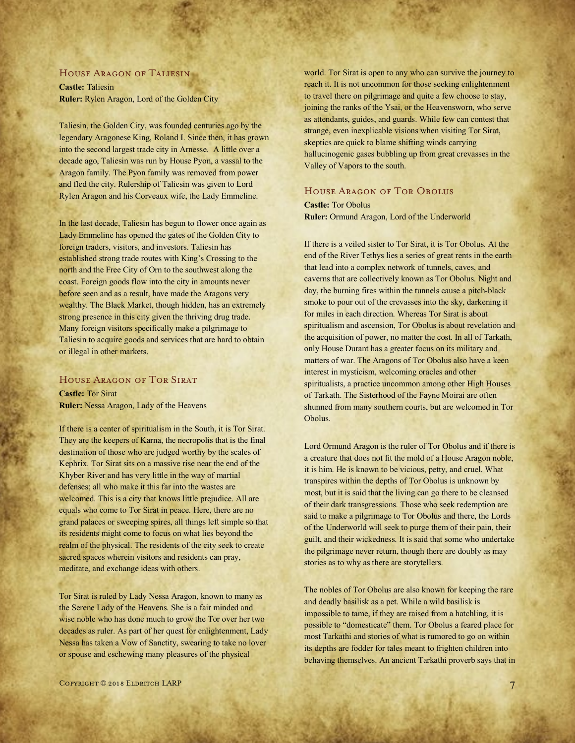## House Aragon of Taliesin

**Castle:** Taliesin
**Ruler:** Rylen Aragon, Lord of the Golden City

Taliesin, the Golden City, was founded centuries ago by the legendary Aragonese King, Roland I. Since then, it has grown into the second largest trade city in Arnesse. A little over a decade ago, Taliesin was run by House Pyon, a vassal to the Aragon family. The Pyon family was removed from power and fled the city. Rulership of Taliesin was given to Lord Rylen Aragon and his Corveaux wife, the Lady Emmeline.

In the last decade, Taliesin has begun to flower once again as Lady Emmeline has opened the gates of the Golden City to foreign traders, visitors, and investors. Taliesin has established strong trade routes with King's Crossing to the north and the Free City of Orn to the southwest along the coast. Foreign goods flow into the city in amounts never before seen and as a result, have made the Aragons very wealthy. The Black Market, though hidden, has an extremely strong presence in this city given the thriving drug trade. Many foreign visitors specifically make a pilgrimage to Taliesin to acquire goods and services that are hard to obtain or illegal in other markets.

## House Aragon of Tor Sirat

**Castle:** Tor Sirat
**Ruler:** Nessa Aragon, Lady of the Heavens

If there is a center of spiritualism in the South, it is Tor Sirat. They are the keepers of Karna, the necropolis that is the final destination of those who are judged worthy by the scales of Kephrix. Tor Sirat sits on a massive rise near the end of the Khyber River and has very little in the way of martial defenses; all who make it this far into the wastes are welcomed. This is a city that knows little prejudice. All are equals who come to Tor Sirat in peace. Here, there are no grand palaces or sweeping spires, all things left simple so that its residents might come to focus on what lies beyond the realm of the physical. The residents of the city seek to create sacred spaces wherein visitors and residents can pray, meditate, and exchange ideas with others.

Tor Sirat is ruled by Lady Nessa Aragon, known to many as the Serene Lady of the Heavens. She is a fair minded and wise noble who has done much to grow the Tor over her two decades as ruler. As part of her quest for enlightenment, Lady Nessa has taken a Vow of Sanctity, swearing to take no lover or spouse and eschewing many pleasures of the physical world. Tor Sirat is open to any who can survive the journey to reach it. It is not uncommon for those seeking enlightenment to travel there on pilgrimage and quite a few choose to stay, joining the ranks of the Ysai, or the Heavensworn, who serve as attendants, guides, and guards. While few can contest that strange, even inexplicable visions when visiting Tor Sirat, skeptics are quick to blame shifting winds carrying hallucinogenic gases bubbling up from great crevasses in the Valley of Vapors to the south.

## House Aragon of Tor Obolus

**Castle:** Tor Obolus
**Ruler:** Ormund Aragon, Lord of the Underworld

If there is a veiled sister to Tor Sirat, it is Tor Obolus. At the end of the River Tethys lies a series of great rents in the earth that lead into a complex network of tunnels, caves, and caverns that are collectively known as Tor Obolus. Night and day, the burning fires within the tunnels cause a pitch-black smoke to pour out of the crevasses into the sky, darkening it for miles in each direction. Whereas Tor Sirat is about spiritualism and ascension, Tor Obolus is about revelation and the acquisition of power, no matter the cost. In all of Tarkath, only House Durant has a greater focus on its military and matters of war. The Aragons of Tor Obolus also have a keen interest in mysticism, welcoming oracles and other spiritualists, a practice uncommon among other High Houses of Tarkath. The Sisterhood of the Fayne Moirai are often shunned from many southern courts, but are welcomed in Tor Obolus.

Lord Ormund Aragon is the ruler of Tor Obolus and if there is a creature that does not fit the mold of a House Aragon noble, it is him. He is known to be vicious, petty, and cruel. What transpires within the depths of Tor Obolus is unknown by most, but it is said that the living can go there to be cleansed of their dark transgressions. Those who seek redemption are said to make a pilgrimage to Tor Obolus and there, the Lords of the Underworld will seek to purge them of their pain, their guilt, and their wickedness. It is said that some who undertake the pilgrimage never return, though there are doubly as may stories as to why as there are storytellers.

The nobles of Tor Obolus are also known for keeping the rare and deadly basilisk as a pet. While a wild basilisk is impossible to tame, if they are raised from a hatchling, it is possible to "domesticate" them. Tor Obolus a feared place for most Tarkathi and stories of what is rumored to go on within its depths are fodder for tales meant to frighten children into behaving themselves. An ancient Tarkathi proverb says that in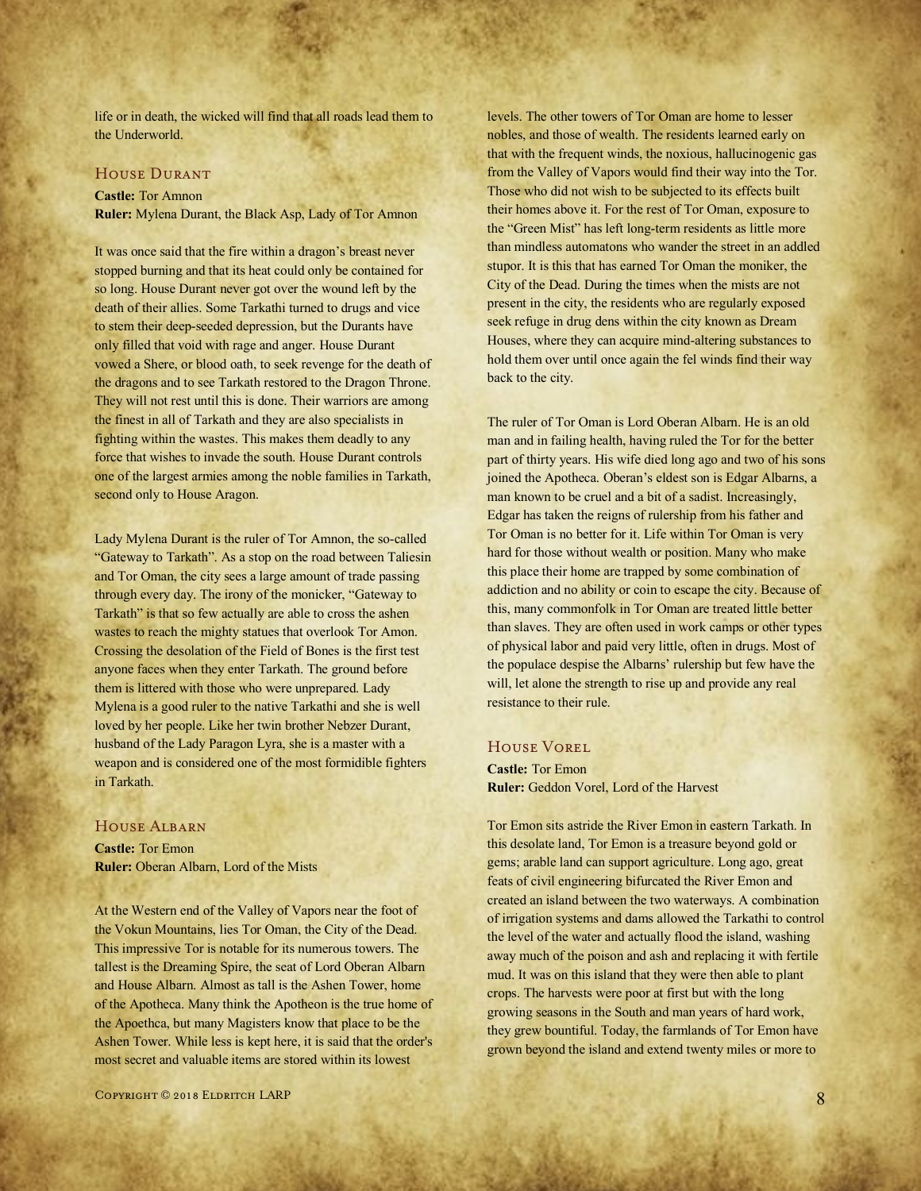life or in death, the wicked will find that all roads lead them to the Underworld.

## House Durant

**Castle:** Tor Amnon
**Ruler:** Mylena Durant, the Black Asp, Lady of Tor Amnon

It was once said that the fire within a dragon's breast never stopped burning and that its heat could only be contained for so long. House Durant never got over the wound left by the death of their allies. Some Tarkathi turned to drugs and vice to stem their deep-seeded depression, but the Durants have only filled that void with rage and anger. House Durant vowed a Shere, or blood oath, to seek revenge for the death of the dragons and to see Tarkath restored to the Dragon Throne. They will not rest until this is done. Their warriors are among the finest in all of Tarkath and they are also specialists in fighting within the wastes. This makes them deadly to any force that wishes to invade the south. House Durant controls one of the largest armies among the noble families in Tarkath, second only to House Aragon.

Lady Mylena Durant is the ruler of Tor Amnon, the so-called "Gateway to Tarkath". As a stop on the road between Taliesin and Tor Oman, the city sees a large amount of trade passing through every day. The irony of the monicker, "Gateway to Tarkath" is that so few actually are able to cross the ashen wastes to reach the mighty statues that overlook Tor Amon. Crossing the desolation of the Field of Bones is the first test anyone faces when they enter Tarkath. The ground before them is littered with those who were unprepared. Lady Mylena is a good ruler to the native Tarkathi and she is well loved by her people. Like her twin brother Nebzer Durant, husband of the Lady Paragon Lyra, she is a master with a weapon and is considered one of the most formidible fighters in Tarkath.

## House Albarn

**Castle:** Tor Emon
**Ruler:** Oberan Albarn, Lord of the Mists

At the Western end of the Valley of Vapors near the foot of the Vokun Mountains, lies Tor Oman, the City of the Dead. This impressive Tor is notable for its numerous towers. The tallest is the Dreaming Spire, the seat of Lord Oberan Albarn and House Albarn. Almost as tall is the Ashen Tower, home of the Apotheca. Many think the Apotheon is the true home of the Apoethca, but many Magisters know that place to be the Ashen Tower. While less is kept here, it is said that the order's most secret and valuable items are stored within its lowest levels. The other towers of Tor Oman are home to lesser nobles, and those of wealth. The residents learned early on that with the frequent winds, the noxious, hallucinogenic gas from the Valley of Vapors would find their way into the Tor. Those who did not wish to be subjected to its effects built their homes above it. For the rest of Tor Oman, exposure to the "Green Mist" has left long-term residents as little more than mindless automatons who wander the street in an addled stupor. It is this that has earned Tor Oman the moniker, the City of the Dead. During the times when the mists are not present in the city, the residents who are regularly exposed seek refuge in drug dens within the city known as Dream Houses, where they can acquire mind-altering substances to hold them over until once again the fel winds find their way back to the city.

The ruler of Tor Oman is Lord Oberan Albarn. He is an old man and in failing health, having ruled the Tor for the better part of thirty years. His wife died long ago and two of his sons joined the Apotheca. Oberan's eldest son is Edgar Albarns, a man known to be cruel and a bit of a sadist. Increasingly, Edgar has taken the reigns of rulership from his father and Tor Oman is no better for it. Life within Tor Oman is very hard for those without wealth or position. Many who make this place their home are trapped by some combination of addiction and no ability or coin to escape the city. Because of this, many commonfolk in Tor Oman are treated little better than slaves. They are often used in work camps or other types of physical labor and paid very little, often in drugs. Most of the populace despise the Albarns' rulership but few have the will, let alone the strength to rise up and provide any real resistance to their rule.

## House Vorel

**Castle:** Tor Emon
**Ruler:** Geddon Vorel, Lord of the Harvest

Tor Emon sits astride the River Emon in eastern Tarkath. In this desolate land, Tor Emon is a treasure beyond gold or gems; arable land can support agriculture. Long ago, great feats of civil engineering bifurcated the River Emon and created an island between the two waterways. A combination of irrigation systems and dams allowed the Tarkathi to control the level of the water and actually flood the island, washing away much of the poison and ash and replacing it with fertile mud. It was on this island that they were then able to plant crops. The harvests were poor at first but with the long growing seasons in the South and man years of hard work, they grew bountiful. Today, the farmlands of Tor Emon have grown beyond the island and extend twenty miles or more to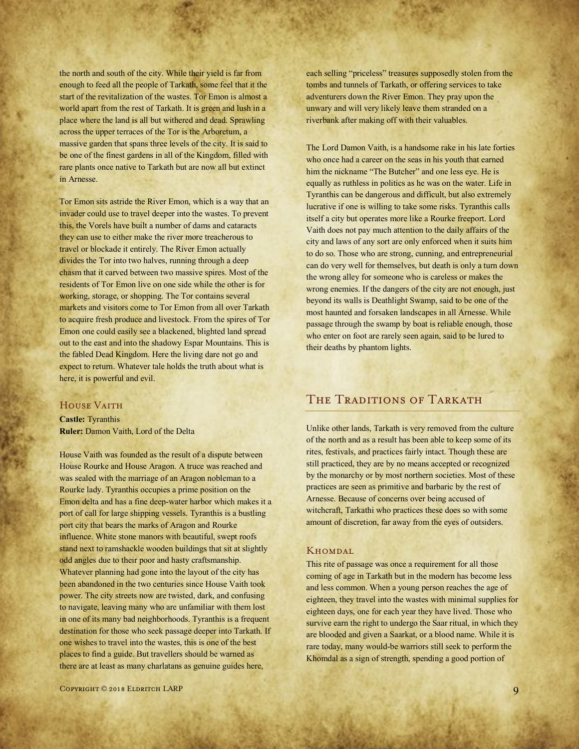the north and south of the city. While their yield is far from enough to feed all the people of Tarkath, some feel that it the start of the revitalization of the wastes. Tor Emon is almost a world apart from the rest of Tarkath. It is green and lush in a place where the land is all but withered and dead. Sprawling across the upper terraces of the Tor is the Arboretum, a massive garden that spans three levels of the city. It is said to be one of the finest gardens in all of the Kingdom, filled with rare plants once native to Tarkath but are now all but extinct in Arnesse.

Tor Emon sits astride the River Emon, which is a way that an invader could use to travel deeper into the wastes. To prevent this, the Vorels have built a number of dams and cataracts they can use to either make the river more treacherous to travel or blockade it entirely. The River Emon actually divides the Tor into two halves, running through a deep chasm that it carved between two massive spires. Most of the residents of Tor Emon live on one side while the other is for working, storage, or shopping. The Tor contains several markets and visitors come to Tor Emon from all over Tarkath to acquire fresh produce and livestock. From the spires of Tor Emon one could easily see a blackened, blighted land spread out to the east and into the shadowy Espar Mountains. This is the fabled Dead Kingdom. Here the living dare not go and expect to return. Whatever tale holds the truth about what is here, it is powerful and evil.

### House Vaith

**Castle:** Tyranthis
**Ruler:** Damon Vaith, Lord of the Delta

House Vaith was founded as the result of a dispute between House Rourke and House Aragon. A truce was reached and was sealed with the marriage of an Aragon nobleman to a Rourke lady. Tyranthis occupies a prime position on the Emon delta and has a fine deep-water harbor which makes it a port of call for large shipping vessels. Tyranthis is a bustling port city that bears the marks of Aragon and Rourke influence. White stone manors with beautiful, swept roofs stand next to ramshackle wooden buildings that sit at slightly odd angles due to their poor and hasty craftsmanship. Whatever planning had gone into the layout of the city has been abandoned in the two centuries since House Vaith took power. The city streets now are twisted, dark, and confusing to navigate, leaving many who are unfamiliar with them lost in one of its many bad neighborhoods. Tyranthis is a frequent destination for those who seek passage deeper into Tarkath. If one wishes to travel into the wastes, this is one of the best places to find a guide. But travellers should be warned as there are at least as many charlatans as genuine guides here, each selling "priceless" treasures supposedly stolen from the tombs and tunnels of Tarkath, or offering services to take adventurers down the River Emon. They pray upon the unwary and will very likely leave them stranded on a riverbank after making off with their valuables.

The Lord Damon Vaith, is a handsome rake in his late forties who once had a career on the seas in his youth that earned him the nickname "The Butcher" and one less eye. He is equally as ruthless in politics as he was on the water. Life in Tyranthis can be dangerous and difficult, but also extremely lucrative if one is willing to take some risks. Tyranthis calls itself a city but operates more like a Rourke freeport. Lord Vaith does not pay much attention to the daily affairs of the city and laws of any sort are only enforced when it suits him to do so. Those who are strong, cunning, and entrepreneurial can do very well for themselves, but death is only a turn down the wrong alley for someone who is careless or makes the wrong enemies. If the dangers of the city are not enough, just beyond its walls is Deathlight Swamp, said to be one of the most haunted and forsaken landscapes in all Arnesse. While passage through the swamp by boat is reliable enough, those who enter on foot are rarely seen again, said to be lured to their deaths by phantom lights.

## The Traditions of Tarkath

Unlike other lands, Tarkath is very removed from the culture of the north and as a result has been able to keep some of its rites, festivals, and practices fairly intact. Though these are still practiced, they are by no means accepted or recognized by the monarchy or by most northern societies. Most of these practices are seen as primitive and barbaric by the rest of Arnesse. Because of concerns over being accused of witchcraft, Tarkathi who practices these does so with some amount of discretion, far away from the eyes of outsiders.

### Khomdal

This rite of passage was once a requirement for all those coming of age in Tarkath but in the modern has become less and less common. When a young person reaches the age of eighteen, they travel into the wastes with minimal supplies for eighteen days, one for each year they have lived. Those who survive earn the right to undergo the Saar ritual, in which they are blooded and given a Saarkat, or a blood name. While it is rare today, many would-be warriors still seek to perform the Khomdal as a sign of strength, spending a good portion of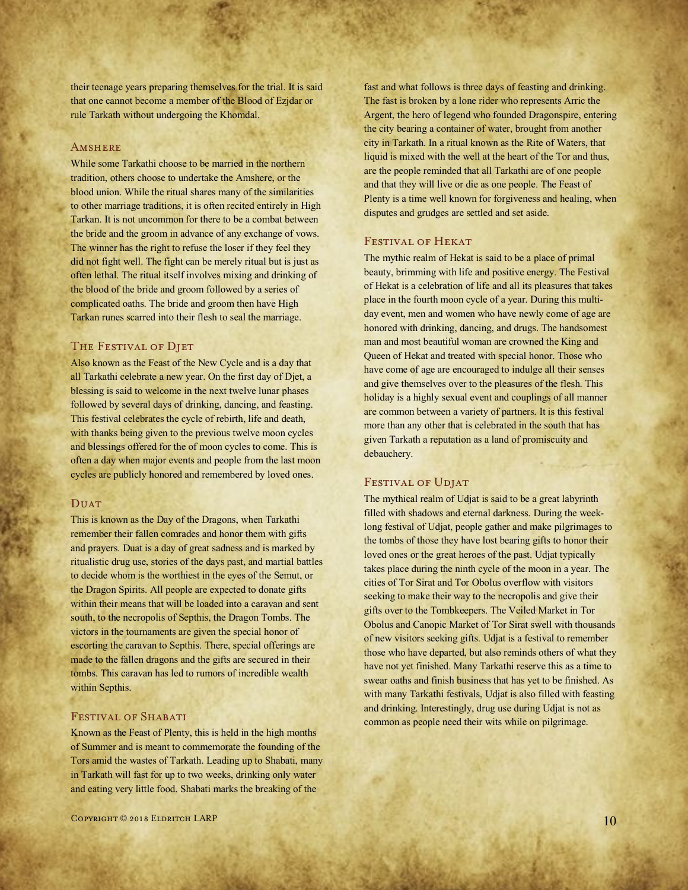their teenage years preparing themselves for the trial. It is said that one cannot become a member of the Blood of Ezjdar or rule Tarkath without undergoing the Khomdal.

### Amshere

While some Tarkathi choose to be married in the northern tradition, others choose to undertake the Amshere, or the blood union. While the ritual shares many of the similarities to other marriage traditions, it is often recited entirely in High Tarkan. It is not uncommon for there to be a combat between the bride and the groom in advance of any exchange of vows. The winner has the right to refuse the loser if they feel they did not fight well. The fight can be merely ritual but is just as often lethal. The ritual itself involves mixing and drinking of the blood of the bride and groom followed by a series of complicated oaths. The bride and groom then have High Tarkan runes scarred into their flesh to seal the marriage.

### The Festival of Djet

Also known as the Feast of the New Cycle and is a day that all Tarkathi celebrate a new year. On the first day of Djet, a blessing is said to welcome in the next twelve lunar phases followed by several days of drinking, dancing, and feasting. This festival celebrates the cycle of rebirth, life and death, with thanks being given to the previous twelve moon cycles and blessings offered for the of moon cycles to come. This is often a day when major events and people from the last moon cycles are publicly honored and remembered by loved ones.

### Duat

This is known as the Day of the Dragons, when Tarkathi remember their fallen comrades and honor them with gifts and prayers. Duat is a day of great sadness and is marked by ritualistic drug use, stories of the days past, and martial battles to decide whom is the worthiest in the eyes of the Semut, or the Dragon Spirits. All people are expected to donate gifts within their means that will be loaded into a caravan and sent south, to the necropolis of Septhis, the Dragon Tombs. The victors in the tournaments are given the special honor of escorting the caravan to Septhis. There, special offerings are made to the fallen dragons and the gifts are secured in their tombs. This caravan has led to rumors of incredible wealth within Septhis.

### Festival of Shabati

Known as the Feast of Plenty, this is held in the high months of Summer and is meant to commemorate the founding of the Tors amid the wastes of Tarkath. Leading up to Shabati, many in Tarkath will fast for up to two weeks, drinking only water and eating very little food. Shabati marks the breaking of the fast and what follows is three days of feasting and drinking. The fast is broken by a lone rider who represents Arric the Argent, the hero of legend who founded Dragonspire, entering the city bearing a container of water, brought from another city in Tarkath. In a ritual known as the Rite of Waters, that liquid is mixed with the well at the heart of the Tor and thus, are the people reminded that all Tarkathi are of one people and that they will live or die as one people. The Feast of Plenty is a time well known for forgiveness and healing, when disputes and grudges are settled and set aside.

### Festival of Hekat

The mythic realm of Hekat is said to be a place of primal beauty, brimming with life and positive energy. The Festival of Hekat is a celebration of life and all its pleasures that takes place in the fourth moon cycle of a year. During this multi-day event, men and women who have newly come of age are honored with drinking, dancing, and drugs. The handsomest man and most beautiful woman are crowned the King and Queen of Hekat and treated with special honor. Those who have come of age are encouraged to indulge all their senses and give themselves over to the pleasures of the flesh. This holiday is a highly sexual event and couplings of all manner are common between a variety of partners. It is this festival more than any other that is celebrated in the south that has given Tarkath a reputation as a land of promiscuity and debauchery.

### Festival of Udjat

The mythical realm of Udjat is said to be a great labyrinth filled with shadows and eternal darkness. During the week-long festival of Udjat, people gather and make pilgrimages to the tombs of those they have lost bearing gifts to honor their loved ones or the great heroes of the past. Udjat typically takes place during the ninth cycle of the moon in a year. The cities of Tor Sirat and Tor Obolus overflow with visitors seeking to make their way to the necropolis and give their gifts over to the Tombkeepers. The Veiled Market in Tor Obolus and Canopic Market of Tor Sirat swell with thousands of new visitors seeking gifts. Udjat is a festival to remember those who have departed, but also reminds others of what they have not yet finished. Many Tarkathi reserve this as a time to swear oaths and finish business that has yet to be finished. As with many Tarkathi festivals, Udjat is also filled with feasting and drinking. Interestingly, drug use during Udjat is not as common as people need their wits while on pilgrimage.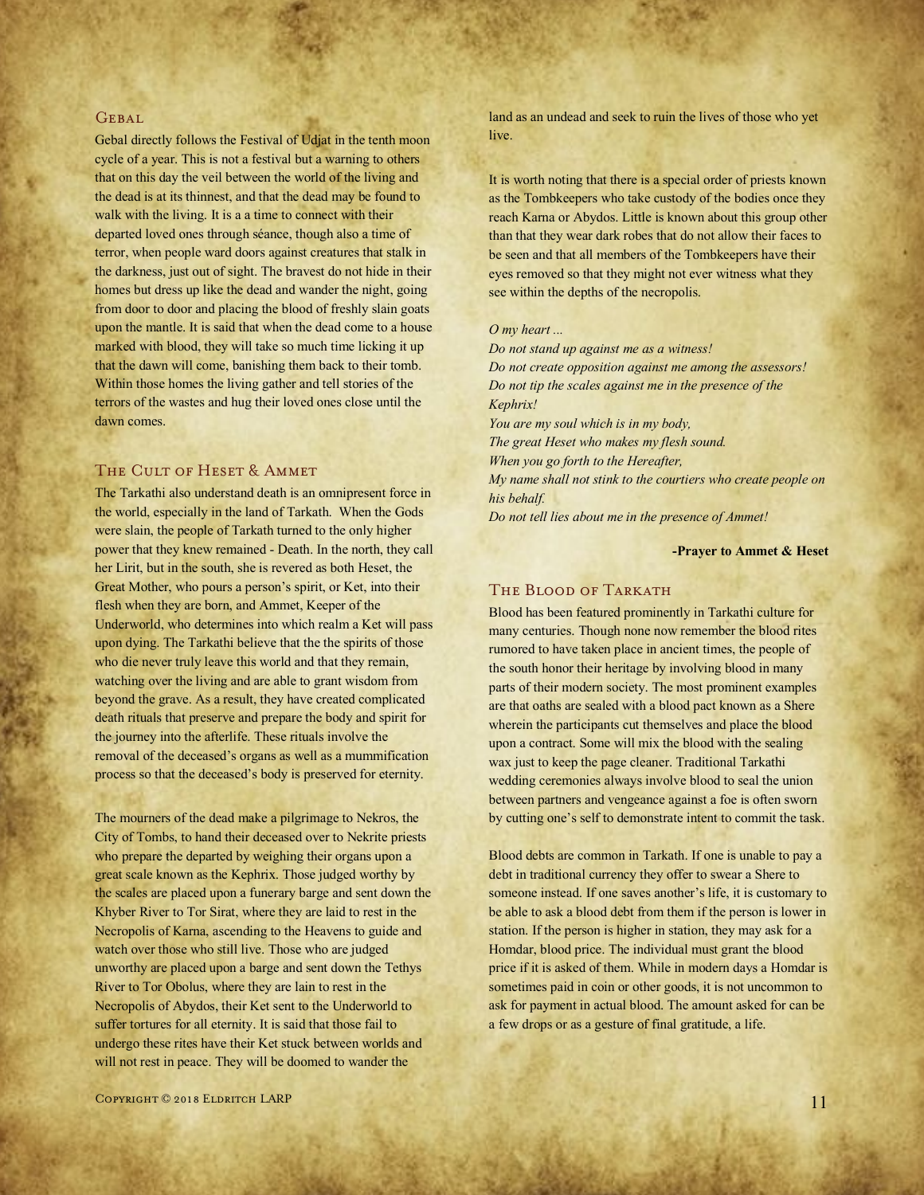### Gebal

Gebal directly follows the Festival of Udjat in the tenth moon cycle of a year. This is not a festival but a warning to others that on this day the veil between the world of the living and the dead is at its thinnest, and that the dead may be found to walk with the living. It is a a time to connect with their departed loved ones through séance, though also a time of terror, when people ward doors against creatures that stalk in the darkness, just out of sight. The bravest do not hide in their homes but dress up like the dead and wander the night, going from door to door and placing the blood of freshly slain goats upon the mantle. It is said that when the dead come to a house marked with blood, they will take so much time licking it up that the dawn will come, banishing them back to their tomb. Within those homes the living gather and tell stories of the terrors of the wastes and hug their loved ones close until the dawn comes.

### The Cult of Heset & Ammet

The Tarkathi also understand death is an omnipresent force in the world, especially in the land of Tarkath. When the Gods were slain, the people of Tarkath turned to the only higher power that they knew remained - Death. In the north, they call her Lirit, but in the south, she is revered as both Heset, the Great Mother, who pours a person's spirit, or Ket, into their flesh when they are born, and Ammet, Keeper of the Underworld, who determines into which realm a Ket will pass upon dying. The Tarkathi believe that the the spirits of those who die never truly leave this world and that they remain, watching over the living and are able to grant wisdom from beyond the grave. As a result, they have created complicated death rituals that preserve and prepare the body and spirit for the journey into the afterlife. These rituals involve the removal of the deceased's organs as well as a mummification process so that the deceased's body is preserved for eternity.

The mourners of the dead make a pilgrimage to Nekros, the City of Tombs, to hand their deceased over to Nekrite priests who prepare the departed by weighing their organs upon a great scale known as the Kephrix. Those judged worthy by the scales are placed upon a funerary barge and sent down the Khyber River to Tor Sirat, where they are laid to rest in the Necropolis of Karna, ascending to the Heavens to guide and watch over those who still live. Those who are judged unworthy are placed upon a barge and sent down the Tethys River to Tor Obolus, where they are lain to rest in the Necropolis of Abydos, their Ket sent to the Underworld to suffer tortures for all eternity. It is said that those fail to undergo these rites have their Ket stuck between worlds and will not rest in peace. They will be doomed to wander the land as an undead and seek to ruin the lives of those who yet live.

It is worth noting that there is a special order of priests known as the Tombkeepers who take custody of the bodies once they reach Karna or Abydos. Little is known about this group other than that they wear dark robes that do not allow their faces to be seen and that all members of the Tombkeepers have their eyes removed so that they might not ever witness what they see within the depths of the necropolis.

*O my heart ...*
*Do not stand up against me as a witness!*
*Do not create opposition against me among the assessors!*
*Do not tip the scales against me in the presence of the Kephrix!*
*You are my soul which is in my body,*
*The great Heset who makes my flesh sound.*
*When you go forth to the Hereafter,*
*My name shall not stink to the courtiers who create people on his behalf.*
*Do not tell lies about me in the presence of Ammet!*

**-Prayer to Ammet & Heset**

### The Blood of Tarkath

Blood has been featured prominently in Tarkathi culture for many centuries. Though none now remember the blood rites rumored to have taken place in ancient times, the people of the south honor their heritage by involving blood in many parts of their modern society. The most prominent examples are that oaths are sealed with a blood pact known as a Shere wherein the participants cut themselves and place the blood upon a contract. Some will mix the blood with the sealing wax just to keep the page cleaner. Traditional Tarkathi wedding ceremonies always involve blood to seal the union between partners and vengeance against a foe is often sworn by cutting one's self to demonstrate intent to commit the task.

Blood debts are common in Tarkath. If one is unable to pay a debt in traditional currency they offer to swear a Shere to someone instead. If one saves another's life, it is customary to be able to ask a blood debt from them if the person is lower in station. If the person is higher in station, they may ask for a Homdar, blood price. The individual must grant the blood price if it is asked of them. While in modern days a Homdar is sometimes paid in coin or other goods, it is not uncommon to ask for payment in actual blood. The amount asked for can be a few drops or as a gesture of final gratitude, a life.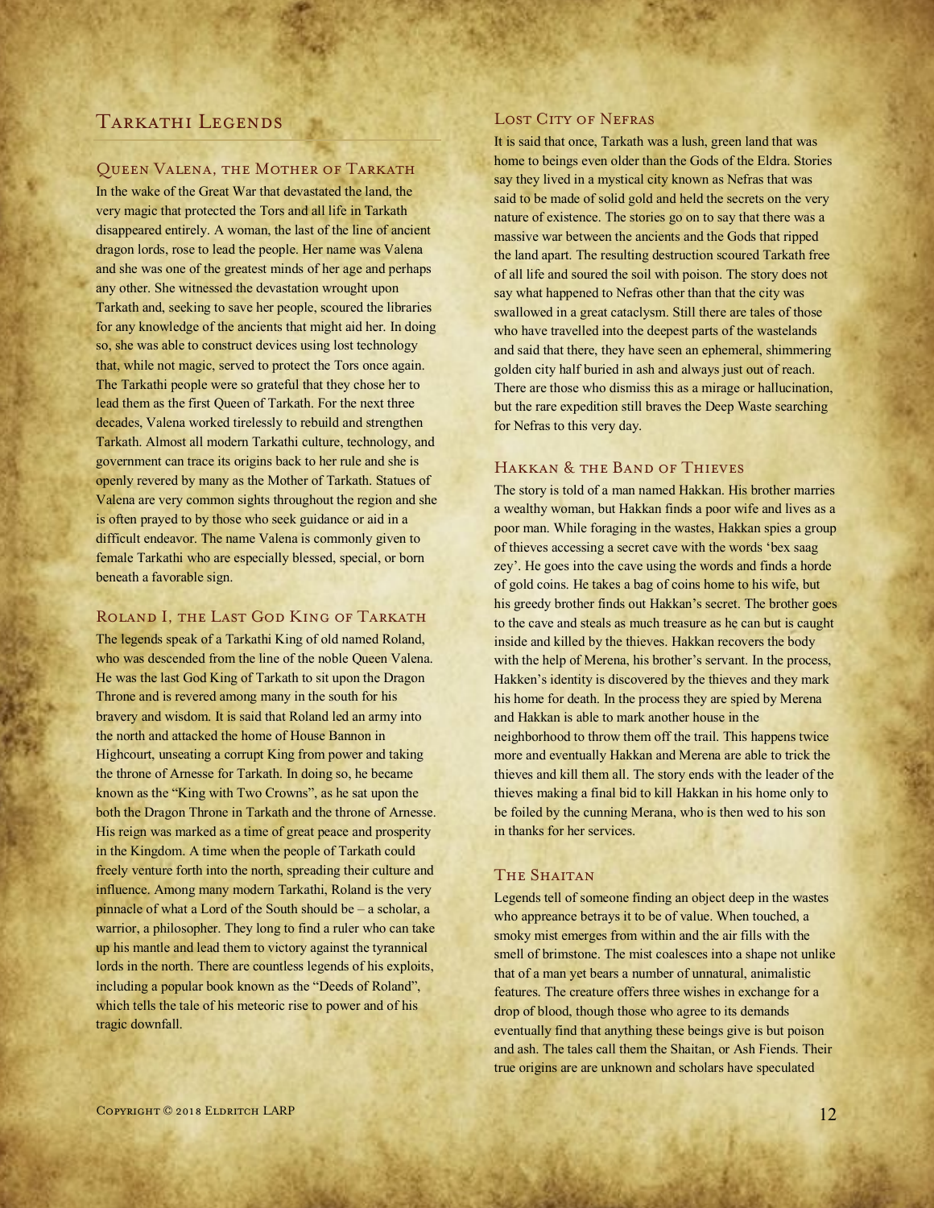# Tarkathi Legends

## Queen Valena, the Mother of Tarkath

In the wake of the Great War that devastated the land, the very magic that protected the Tors and all life in Tarkath disappeared entirely. A woman, the last of the line of ancient dragon lords, rose to lead the people. Her name was Valena and she was one of the greatest minds of her age and perhaps any other. She witnessed the devastation wrought upon Tarkath and, seeking to save her people, scoured the libraries for any knowledge of the ancients that might aid her. In doing so, she was able to construct devices using lost technology that, while not magic, served to protect the Tors once again. The Tarkathi people were so grateful that they chose her to lead them as the first Queen of Tarkath. For the next three decades, Valena worked tirelessly to rebuild and strengthen Tarkath. Almost all modern Tarkathi culture, technology, and government can trace its origins back to her rule and she is openly revered by many as the Mother of Tarkath. Statues of Valena are very common sights throughout the region and she is often prayed to by those who seek guidance or aid in a difficult endeavor. The name Valena is commonly given to female Tarkathi who are especially blessed, special, or born beneath a favorable sign.

## Roland I, the Last God King of Tarkath

The legends speak of a Tarkathi King of old named Roland, who was descended from the line of the noble Queen Valena. He was the last God King of Tarkath to sit upon the Dragon Throne and is revered among many in the south for his bravery and wisdom. It is said that Roland led an army into the north and attacked the home of House Bannon in Highcourt, unseating a corrupt King from power and taking the throne of Arnesse for Tarkath. In doing so, he became known as the "King with Two Crowns", as he sat upon the both the Dragon Throne in Tarkath and the throne of Arnesse. His reign was marked as a time of great peace and prosperity in the Kingdom. A time when the people of Tarkath could freely venture forth into the north, spreading their culture and influence. Among many modern Tarkathi, Roland is the very pinnacle of what a Lord of the South should be – a scholar, a warrior, a philosopher. They long to find a ruler who can take up his mantle and lead them to victory against the tyrannical lords in the north. There are countless legends of his exploits, including a popular book known as the "Deeds of Roland", which tells the tale of his meteoric rise to power and of his tragic downfall.

## Lost City of Nefras

It is said that once, Tarkath was a lush, green land that was home to beings even older than the Gods of the Eldra. Stories say they lived in a mystical city known as Nefras that was said to be made of solid gold and held the secrets on the very nature of existence. The stories go on to say that there was a massive war between the ancients and the Gods that ripped the land apart. The resulting destruction scoured Tarkath free of all life and soured the soil with poison. The story does not say what happened to Nefras other than that the city was swallowed in a great cataclysm. Still there are tales of those who have travelled into the deepest parts of the wastelands and said that there, they have seen an ephemeral, shimmering golden city half buried in ash and always just out of reach. There are those who dismiss this as a mirage or hallucination, but the rare expedition still braves the Deep Waste searching for Nefras to this very day.

## Hakkan & the Band of Thieves

The story is told of a man named Hakkan. His brother marries a wealthy woman, but Hakkan finds a poor wife and lives as a poor man. While foraging in the wastes, Hakkan spies a group of thieves accessing a secret cave with the words 'bex saag zey'. He goes into the cave using the words and finds a horde of gold coins. He takes a bag of coins home to his wife, but his greedy brother finds out Hakkan's secret. The brother goes to the cave and steals as much treasure as he can but is caught inside and killed by the thieves. Hakkan recovers the body with the help of Merena, his brother's servant. In the process, Hakken's identity is discovered by the thieves and they mark his home for death. In the process they are spied by Merena and Hakkan is able to mark another house in the neighborhood to throw them off the trail. This happens twice more and eventually Hakkan and Merena are able to trick the thieves and kill them all. The story ends with the leader of the thieves making a final bid to kill Hakkan in his home only to be foiled by the cunning Merana, who is then wed to his son in thanks for her services.

## The Shaitan

Legends tell of someone finding an object deep in the wastes who appreance betrays it to be of value. When touched, a smoky mist emerges from within and the air fills with the smell of brimstone. The mist coalesces into a shape not unlike that of a man yet bears a number of unnatural, animalistic features. The creature offers three wishes in exchange for a drop of blood, though those who agree to its demands eventually find that anything these beings give is but poison and ash. The tales call them the Shaitan, or Ash Fiends. Their true origins are are unknown and scholars have speculated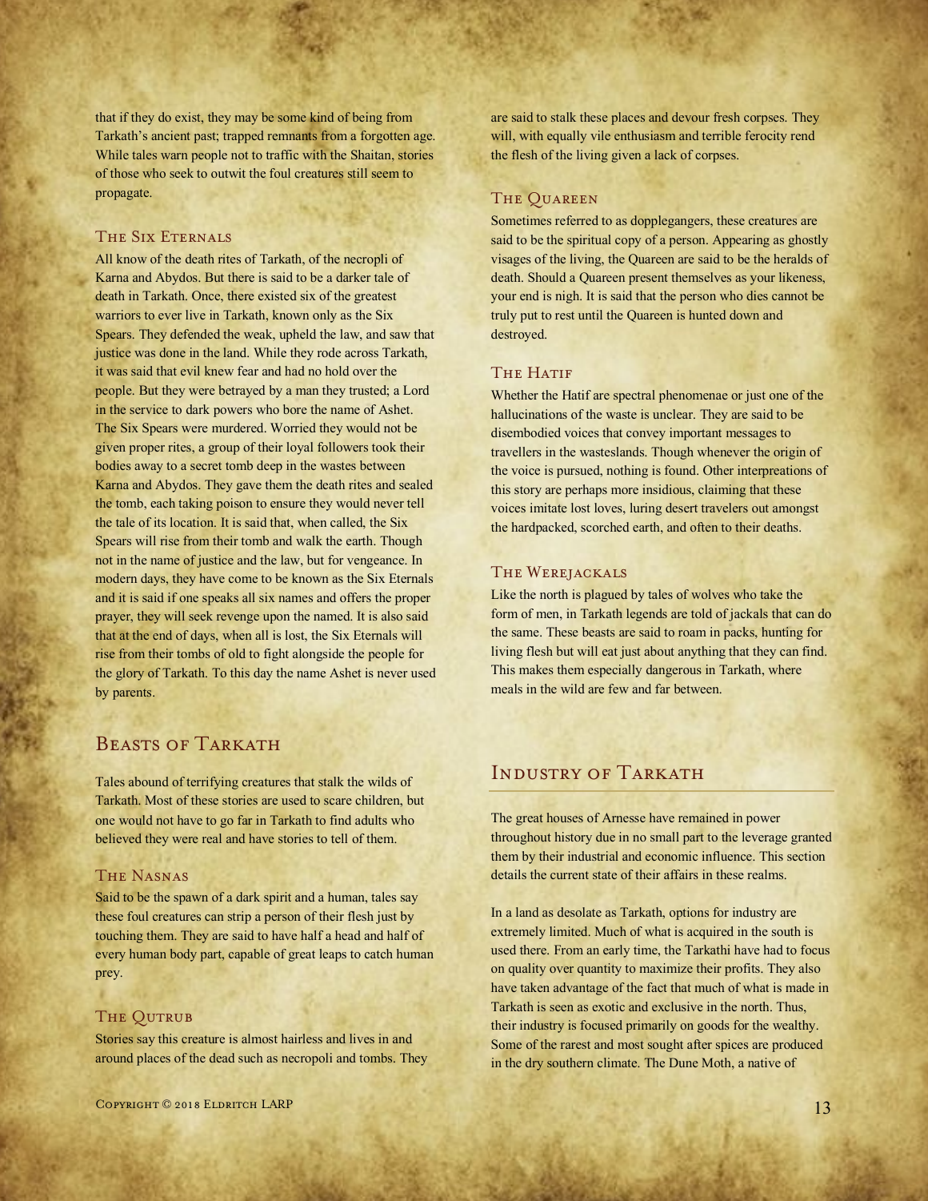that if they do exist, they may be some kind of being from Tarkath's ancient past; trapped remnants from a forgotten age. While tales warn people not to traffic with the Shaitan, stories of those who seek to outwit the foul creatures still seem to propagate.

### The Six Eternals

All know of the death rites of Tarkath, of the necropli of Karna and Abydos. But there is said to be a darker tale of death in Tarkath. Once, there existed six of the greatest warriors to ever live in Tarkath, known only as the Six Spears. They defended the weak, upheld the law, and saw that justice was done in the land. While they rode across Tarkath, it was said that evil knew fear and had no hold over the people. But they were betrayed by a man they trusted; a Lord in the service to dark powers who bore the name of Ashet. The Six Spears were murdered. Worried they would not be given proper rites, a group of their loyal followers took their bodies away to a secret tomb deep in the wastes between Karna and Abydos. They gave them the death rites and sealed the tomb, each taking poison to ensure they would never tell the tale of its location. It is said that, when called, the Six Spears will rise from their tomb and walk the earth. Though not in the name of justice and the law, but for vengeance. In modern days, they have come to be known as the Six Eternals and it is said if one speaks all six names and offers the proper prayer, they will seek revenge upon the named. It is also said that at the end of days, when all is lost, the Six Eternals will rise from their tombs of old to fight alongside the people for the glory of Tarkath. To this day the name Ashet is never used by parents.

## Beasts of Tarkath

Tales abound of terrifying creatures that stalk the wilds of Tarkath. Most of these stories are used to scare children, but one would not have to go far in Tarkath to find adults who believed they were real and have stories to tell of them.

### The Nasnas

Said to be the spawn of a dark spirit and a human, tales say these foul creatures can strip a person of their flesh just by touching them. They are said to have half a head and half of every human body part, capable of great leaps to catch human prey.

### The Qutrub

Stories say this creature is almost hairless and lives in and around places of the dead such as necropoli and tombs. They are said to stalk these places and devour fresh corpses. They will, with equally vile enthusiasm and terrible ferocity rend the flesh of the living given a lack of corpses.

### The Quareen

Sometimes referred to as dopplegangers, these creatures are said to be the spiritual copy of a person. Appearing as ghostly visages of the living, the Quareen are said to be the heralds of death. Should a Quareen present themselves as your likeness, your end is nigh. It is said that the person who dies cannot be truly put to rest until the Quareen is hunted down and destroyed.

### The Hatif

Whether the Hatif are spectral phenomenae or just one of the hallucinations of the waste is unclear. They are said to be disembodied voices that convey important messages to travellers in the wastelands. Though whenever the origin of the voice is pursued, nothing is found. Other interpreations of this story are perhaps more insidious, claiming that these voices imitate lost loves, luring desert travelers out amongst the hardpacked, scorched earth, and often to their deaths.

### The Werejackals

Like the north is plagued by tales of wolves who take the form of men, in Tarkath legends are told of jackals that can do the same. These beasts are said to roam in packs, hunting for living flesh but will eat just about anything that they can find. This makes them especially dangerous in Tarkath, where meals in the wild are few and far between.

## Industry of Tarkath

The great houses of Arnesse have remained in power throughout history due in no small part to the leverage granted them by their industrial and economic influence. This section details the current state of their affairs in these realms.

In a land as desolate as Tarkath, options for industry are extremely limited. Much of what is acquired in the south is used there. From an early time, the Tarkathi have had to focus on quality over quantity to maximize their profits. They also have taken advantage of the fact that much of what is made in Tarkath is seen as exotic and exclusive in the north. Thus, their industry is focused primarily on goods for the wealthy. Some of the rarest and most sought after spices are produced in the dry southern climate. The Dune Moth, a native of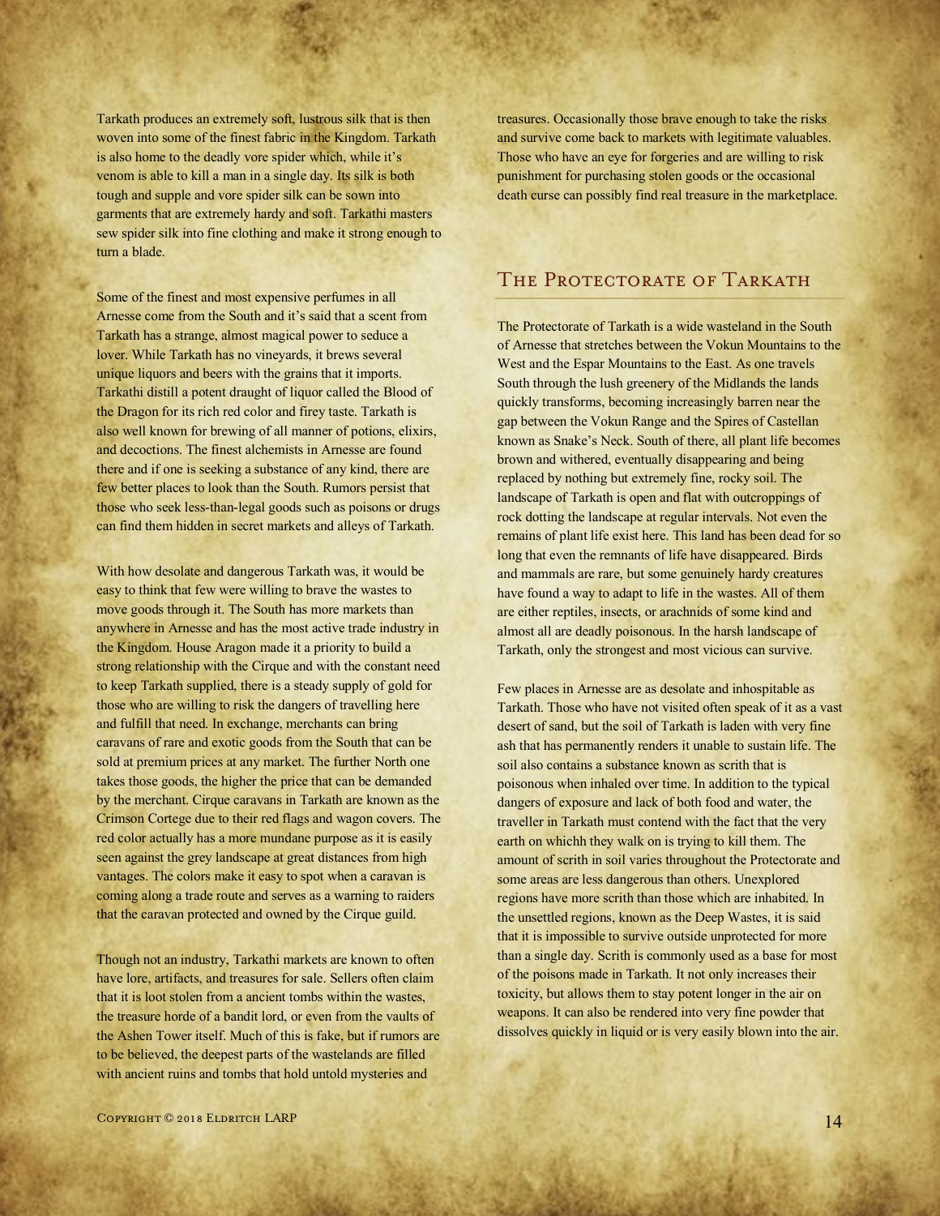Tarkath produces an extremely soft, lustrous silk that is then woven into some of the finest fabric in the Kingdom. Tarkath is also home to the deadly vore spider which, while it's venom is able to kill a man in a single day. Its silk is both tough and supple and vore spider silk can be sown into garments that are extremely hardy and soft. Tarkathi masters sew spider silk into fine clothing and make it strong enough to turn a blade.

Some of the finest and most expensive perfumes in all Arnesse come from the South and it's said that a scent from Tarkath has a strange, almost magical power to seduce a lover. While Tarkath has no vineyards, it brews several unique liquors and beers with the grains that it imports. Tarkathi distill a potent draught of liquor called the Blood of the Dragon for its rich red color and firey taste. Tarkath is also well known for brewing of all manner of potions, elixirs, and decoctions. The finest alchemists in Arnesse are found there and if one is seeking a substance of any kind, there are few better places to look than the South. Rumors persist that those who seek less-than-legal goods such as poisons or drugs can find them hidden in secret markets and alleys of Tarkath.

With how desolate and dangerous Tarkath was, it would be easy to think that few were willing to brave the wastes to move goods through it. The South has more markets than anywhere in Arnesse and has the most active trade industry in the Kingdom. House Aragon made it a priority to build a strong relationship with the Cirque and with the constant need to keep Tarkath supplied, there is a steady supply of gold for those who are willing to risk the dangers of travelling here and fulfill that need. In exchange, merchants can bring caravans of rare and exotic goods from the South that can be sold at premium prices at any market. The further North one takes those goods, the higher the price that can be demanded by the merchant. Cirque caravans in Tarkath are known as the Crimson Cortege due to their red flags and wagon covers. The red color actually has a more mundane purpose as it is easily seen against the grey landscape at great distances from high vantages. The colors make it easy to spot when a caravan is coming along a trade route and serves as a warning to raiders that the caravan protected and owned by the Cirque guild.

Though not an industry, Tarkathi markets are known to often have lore, artifacts, and treasures for sale. Sellers often claim that it is loot stolen from a ancient tombs within the wastes, the treasure horde of a bandit lord, or even from the vaults of the Ashen Tower itself. Much of this is fake, but if rumors are to be believed, the deepest parts of the wastelands are filled with ancient ruins and tombs that hold untold mysteries and treasures. Occasionally those brave enough to take the risks and survive come back to markets with legitimate valuables. Those who have an eye for forgeries and are willing to risk punishment for purchasing stolen goods or the occasional death curse can possibly find real treasure in the marketplace.

## The Protectorate of Tarkath

The Protectorate of Tarkath is a wide wasteland in the South of Arnesse that stretches between the Vokun Mountains to the West and the Espar Mountains to the East. As one travels South through the lush greenery of the Midlands the lands quickly transforms, becoming increasingly barren near the gap between the Vokun Range and the Spires of Castellan known as Snake's Neck. South of there, all plant life becomes brown and withered, eventually disappearing and being replaced by nothing but extremely fine, rocky soil. The landscape of Tarkath is open and flat with outcroppings of rock dotting the landscape at regular intervals. Not even the remains of plant life exist here. This land has been dead for so long that even the remnants of life have disappeared. Birds and mammals are rare, but some genuinely hardy creatures have found a way to adapt to life in the wastes. All of them are either reptiles, insects, or arachnids of some kind and almost all are deadly poisonous. In the harsh landscape of Tarkath, only the strongest and most vicious can survive.

Few places in Arnesse are as desolate and inhospitable as Tarkath. Those who have not visited often speak of it as a vast desert of sand, but the soil of Tarkath is laden with very fine ash that has permanently renders it unable to sustain life. The soil also contains a substance known as scrith that is poisonous when inhaled over time. In addition to the typical dangers of exposure and lack of both food and water, the traveller in Tarkath must contend with the fact that the very earth on whichh they walk on is trying to kill them. The amount of scrith in soil varies throughout the Protectorate and some areas are less dangerous than others. Unexplored regions have more scrith than those which are inhabited. In the unsettled regions, known as the Deep Wastes, it is said that it is impossible to survive outside unprotected for more than a single day. Scrith is commonly used as a base for most of the poisons made in Tarkath. It not only increases their toxicity, but allows them to stay potent longer in the air on weapons. It can also be rendered into very fine powder that dissolves quickly in liquid or is very easily blown into the air.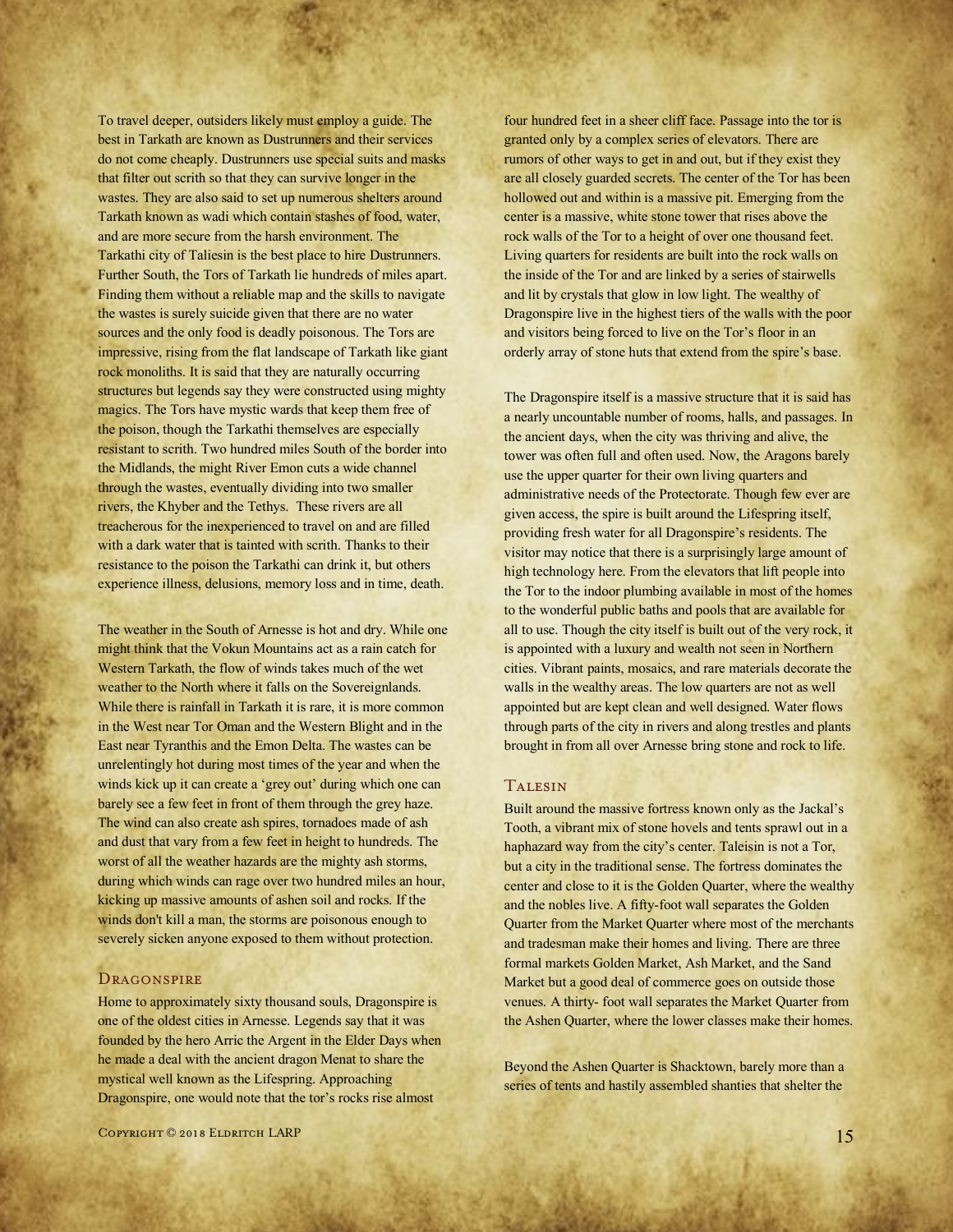To travel deeper, outsiders likely must employ a guide. The best in Tarkath are known as Dustrunners and their services do not come cheaply. Dustrunners use special suits and masks that filter out scrith so that they can survive longer in the wastes. They are also said to set up numerous shelters around Tarkath known as wadi which contain stashes of food, water, and are more secure from the harsh environment. The Tarkathi city of Taliesin is the best place to hire Dustrunners. Further South, the Tors of Tarkath lie hundreds of miles apart. Finding them without a reliable map and the skills to navigate the wastes is surely suicide given that there are no water sources and the only food is deadly poisonous. The Tors are impressive, rising from the flat landscape of Tarkath like giant rock monoliths. It is said that they are naturally occurring structures but legends say they were constructed using mighty magics. The Tors have mystic wards that keep them free of the poison, though the Tarkathi themselves are especially resistant to scrith. Two hundred miles South of the border into the Midlands, the might River Emon cuts a wide channel through the wastes, eventually dividing into two smaller rivers, the Khyber and the Tethys. These rivers are all treacherous for the inexperienced to travel on and are filled with a dark water that is tainted with scrith. Thanks to their resistance to the poison the Tarkathi can drink it, but others experience illness, delusions, memory loss and in time, death.

The weather in the South of Arnesse is hot and dry. While one might think that the Vokun Mountains act as a rain catch for Western Tarkath, the flow of winds takes much of the wet weather to the North where it falls on the Sovereignlands. While there is rainfall in Tarkath it is rare, it is more common in the West near Tor Oman and the Western Blight and in the East near Tyranthis and the Emon Delta. The wastes can be unrelentingly hot during most times of the year and when the winds kick up it can create a 'grey out' during which one can barely see a few feet in front of them through the grey haze. The wind can also create ash spires, tornadoes made of ash and dust that vary from a few feet in height to hundreds. The worst of all the weather hazards are the mighty ash storms, during which winds can rage over two hundred miles an hour, kicking up massive amounts of ashen soil and rocks. If the winds don't kill a man, the storms are poisonous enough to severely sicken anyone exposed to them without protection.

## Dragonspire

Home to approximately sixty thousand souls, Dragonspire is one of the oldest cities in Arnesse. Legends say that it was founded by the hero Arric the Argent in the Elder Days when he made a deal with the ancient dragon Menat to share the mystical well known as the Lifespring. Approaching Dragonspire, one would note that the tor's rocks rise almost four hundred feet in a sheer cliff face. Passage into the tor is granted only by a complex series of elevators. There are rumors of other ways to get in and out, but if they exist they are all closely guarded secrets. The center of the Tor has been hollowed out and within is a massive pit. Emerging from the center is a massive, white stone tower that rises above the rock walls of the Tor to a height of over one thousand feet. Living quarters for residents are built into the rock walls on the inside of the Tor and are linked by a series of stairwells and lit by crystals that glow in low light. The wealthy of Dragonspire live in the highest tiers of the walls with the poor and visitors being forced to live on the Tor's floor in an orderly array of stone huts that extend from the spire's base.

The Dragonspire itself is a massive structure that it is said has a nearly uncountable number of rooms, halls, and passages. In the ancient days, when the city was thriving and alive, the tower was often full and often used. Now, the Aragons barely use the upper quarter for their own living quarters and administrative needs of the Protectorate. Though few ever are given access, the spire is built around the Lifespring itself, providing fresh water for all Dragonspire's residents. The visitor may notice that there is a surprisingly large amount of high technology here. From the elevators that lift people into the Tor to the indoor plumbing available in most of the homes to the wonderful public baths and pools that are available for all to use. Though the city itself is built out of the very rock, it is appointed with a luxury and wealth not seen in Northern cities. Vibrant paints, mosaics, and rare materials decorate the walls in the wealthy areas. The low quarters are not as well appointed but are kept clean and well designed. Water flows through parts of the city in rivers and along trestles and plants brought in from all over Arnesse bring stone and rock to life.

## Talesin

Built around the massive fortress known only as the Jackal's Tooth, a vibrant mix of stone hovels and tents sprawl out in a haphazard way from the city's center. Taleisin is not a Tor, but a city in the traditional sense. The fortress dominates the center and close to it is the Golden Quarter, where the wealthy and the nobles live. A fifty-foot wall separates the Golden Quarter from the Market Quarter where most of the merchants and tradesman make their homes and living. There are three formal markets Golden Market, Ash Market, and the Sand Market but a good deal of commerce goes on outside those venues. A thirty- foot wall separates the Market Quarter from the Ashen Quarter, where the lower classes make their homes.

Beyond the Ashen Quarter is Shacktown, barely more than a series of tents and hastily assembled shanties that shelter the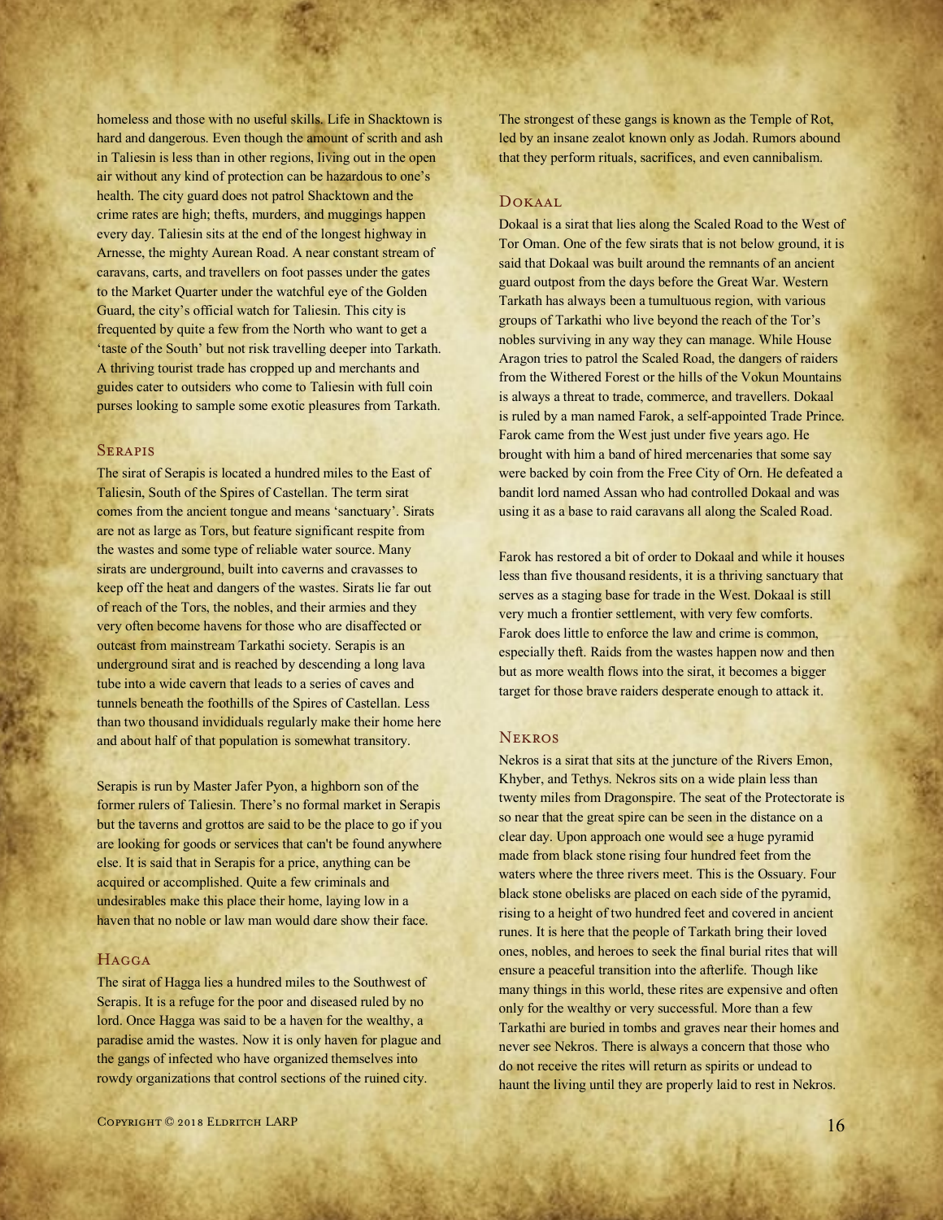homeless and those with no useful skills. Life in Shacktown is hard and dangerous. Even though the amount of scrith and ash in Taliesin is less than in other regions, living out in the open air without any kind of protection can be hazardous to one's health. The city guard does not patrol Shacktown and the crime rates are high; thefts, murders, and muggings happen every day. Taliesin sits at the end of the longest highway in Arnesse, the mighty Aurean Road. A near constant stream of caravans, carts, and travellers on foot passes under the gates to the Market Quarter under the watchful eye of the Golden Guard, the city's official watch for Taliesin. This city is frequented by quite a few from the North who want to get a 'taste of the South' but not risk travelling deeper into Tarkath. A thriving tourist trade has cropped up and merchants and guides cater to outsiders who come to Taliesin with full coin purses looking to sample some exotic pleasures from Tarkath.

### Serapis

The sirat of Serapis is located a hundred miles to the East of Taliesin, South of the Spires of Castellan. The term sirat comes from the ancient tongue and means 'sanctuary'. Sirats are not as large as Tors, but feature significant respite from the wastes and some type of reliable water source. Many sirats are underground, built into caverns and cravasses to keep off the heat and dangers of the wastes. Sirats lie far out of reach of the Tors, the nobles, and their armies and they very often become havens for those who are disaffected or outcast from mainstream Tarkathi society. Serapis is an underground sirat and is reached by descending a long lava tube into a wide cavern that leads to a series of caves and tunnels beneath the foothills of the Spires of Castellan. Less than two thousand invididuals regularly make their home here and about half of that population is somewhat transitory.

Serapis is run by Master Jafer Pyon, a highborn son of the former rulers of Taliesin. There's no formal market in Serapis but the taverns and grottos are said to be the place to go if you are looking for goods or services that can't be found anywhere else. It is said that in Serapis for a price, anything can be acquired or accomplished. Quite a few criminals and undesirables make this place their home, laying low in a haven that no noble or law man would dare show their face.

### Hagga

The sirat of Hagga lies a hundred miles to the Southwest of Serapis. It is a refuge for the poor and diseased ruled by no lord. Once Hagga was said to be a haven for the wealthy, a paradise amid the wastes. Now it is only haven for plague and the gangs of infected who have organized themselves into rowdy organizations that control sections of the ruined city. The strongest of these gangs is known as the Temple of Rot, led by an insane zealot known only as Jodah. Rumors abound that they perform rituals, sacrifices, and even cannibalism.

### Dokaal

Dokaal is a sirat that lies along the Scaled Road to the West of Tor Oman. One of the few sirats that is not below ground, it is said that Dokaal was built around the remnants of an ancient guard outpost from the days before the Great War. Western Tarkath has always been a tumultuous region, with various groups of Tarkathi who live beyond the reach of the Tor's nobles surviving in any way they can manage. While House Aragon tries to patrol the Scaled Road, the dangers of raiders from the Withered Forest or the hills of the Vokun Mountains is always a threat to trade, commerce, and travellers. Dokaal is ruled by a man named Farok, a self-appointed Trade Prince. Farok came from the West just under five years ago. He brought with him a band of hired mercenaries that some say were backed by coin from the Free City of Orn. He defeated a bandit lord named Assan who had controlled Dokaal and was using it as a base to raid caravans all along the Scaled Road.

Farok has restored a bit of order to Dokaal and while it houses less than five thousand residents, it is a thriving sanctuary that serves as a staging base for trade in the West. Dokaal is still very much a frontier settlement, with very few comforts. Farok does little to enforce the law and crime is common, especially theft. Raids from the wastes happen now and then but as more wealth flows into the sirat, it becomes a bigger target for those brave raiders desperate enough to attack it.

### Nekros

Nekros is a sirat that sits at the juncture of the Rivers Emon, Khyber, and Tethys. Nekros sits on a wide plain less than twenty miles from Dragonspire. The seat of the Protectorate is so near that the great spire can be seen in the distance on a clear day. Upon approach one would see a huge pyramid made from black stone rising four hundred feet from the waters where the three rivers meet. This is the Ossuary. Four black stone obelisks are placed on each side of the pyramid, rising to a height of two hundred feet and covered in ancient runes. It is here that the people of Tarkath bring their loved ones, nobles, and heroes to seek the final burial rites that will ensure a peaceful transition into the afterlife. Though like many things in this world, these rites are expensive and often only for the wealthy or very successful. More than a few Tarkathi are buried in tombs and graves near their homes and never see Nekros. There is always a concern that those who do not receive the rites will return as spirits or undead to haunt the living until they are properly laid to rest in Nekros.

Copyright © 2018 Eldritch LARP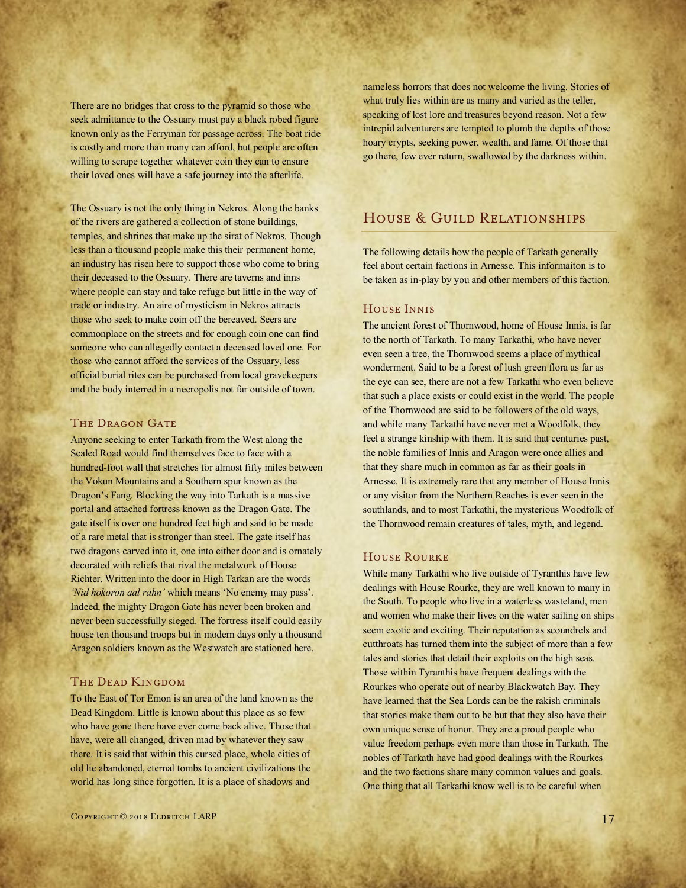There are no bridges that cross to the pyramid so those who seek admittance to the Ossuary must pay a black robed figure known only as the Ferryman for passage across. The boat ride is costly and more than many can afford, but people are often willing to scrape together whatever coin they can to ensure their loved ones will have a safe journey into the afterlife.

The Ossuary is not the only thing in Nekros. Along the banks of the rivers are gathered a collection of stone buildings, temples, and shrines that make up the sirat of Nekros. Though less than a thousand people make this their permanent home, an industry has risen here to support those who come to bring their deceased to the Ossuary. There are taverns and inns where people can stay and take refuge but little in the way of trade or industry. An aire of mysticism in Nekros attracts those who seek to make coin off the bereaved. Seers are commonplace on the streets and for enough coin one can find someone who can allegedly contact a deceased loved one. For those who cannot afford the services of the Ossuary, less official burial rites can be purchased from local gravekeepers and the body interred in a necropolis not far outside of town.

### The Dragon Gate

Anyone seeking to enter Tarkath from the West along the Scaled Road would find themselves face to face with a hundred-foot wall that stretches for almost fifty miles between the Vokun Mountains and a Southern spur known as the Dragon's Fang. Blocking the way into Tarkath is a massive portal and attached fortress known as the Dragon Gate. The gate itself is over one hundred feet high and said to be made of a rare metal that is stronger than steel. The gate itself has two dragons carved into it, one into either door and is ornately decorated with reliefs that rival the metalwork of House Richter. Written into the door in High Tarkan are the words *'Nid hokoron aal rahn'* which means 'No enemy may pass'. Indeed, the mighty Dragon Gate has never been broken and never been successfully sieged. The fortress itself could easily house ten thousand troops but in modern days only a thousand Aragon soldiers known as the Westwatch are stationed here.

### The Dead Kingdom

To the East of Tor Emon is an area of the land known as the Dead Kingdom. Little is known about this place as so few who have gone there have ever come back alive. Those that have, were all changed, driven mad by whatever they saw there. It is said that within this cursed place, whole cities of old lie abandoned, eternal tombs to ancient civilizations the world has long since forgotten. It is a place of shadows and nameless horrors that does not welcome the living. Stories of what truly lies within are as many and varied as the teller, speaking of lost lore and treasures beyond reason. Not a few intrepid adventurers are tempted to plumb the depths of those hoary crypts, seeking power, wealth, and fame. Of those that go there, few ever return, swallowed by the darkness within.

## House & Guild Relationships

The following details how the people of Tarkath generally feel about certain factions in Arnesse. This informaiton is to be taken as in-play by you and other members of this faction.

### House Innis

The ancient forest of Thornwood, home of House Innis, is far to the north of Tarkath. To many Tarkathi, who have never even seen a tree, the Thornwood seems a place of mythical wonderment. Said to be a forest of lush green flora as far as the eye can see, there are not a few Tarkathi who even believe that such a place exists or could exist in the world. The people of the Thornwood are said to be followers of the old ways, and while many Tarkathi have never met a Woodfolk, they feel a strange kinship with them. It is said that centuries past, the noble families of Innis and Aragon were once allies and that they share much in common as far as their goals in Arnesse. It is extremely rare that any member of House Innis or any visitor from the Northern Reaches is ever seen in the southlands, and to most Tarkathi, the mysterious Woodfolk of the Thornwood remain creatures of tales, myth, and legend.

### House Rourke

While many Tarkathi who live outside of Tyranthis have few dealings with House Rourke, they are well known to many in the South. To people who live in a waterless wasteland, men and women who make their lives on the water sailing on ships seem exotic and exciting. Their reputation as scoundrels and cutthroats has turned them into the subject of more than a few tales and stories that detail their exploits on the high seas. Those within Tyranthis have frequent dealings with the Rourkes who operate out of nearby Blackwatch Bay. They have learned that the Sea Lords can be the rakish criminals that stories make them out to be but that they also have their own unique sense of honor. They are a proud people who value freedom perhaps even more than those in Tarkath. The nobles of Tarkath have had good dealings with the Rourkes and the two factions share many common values and goals. One thing that all Tarkathi know well is to be careful when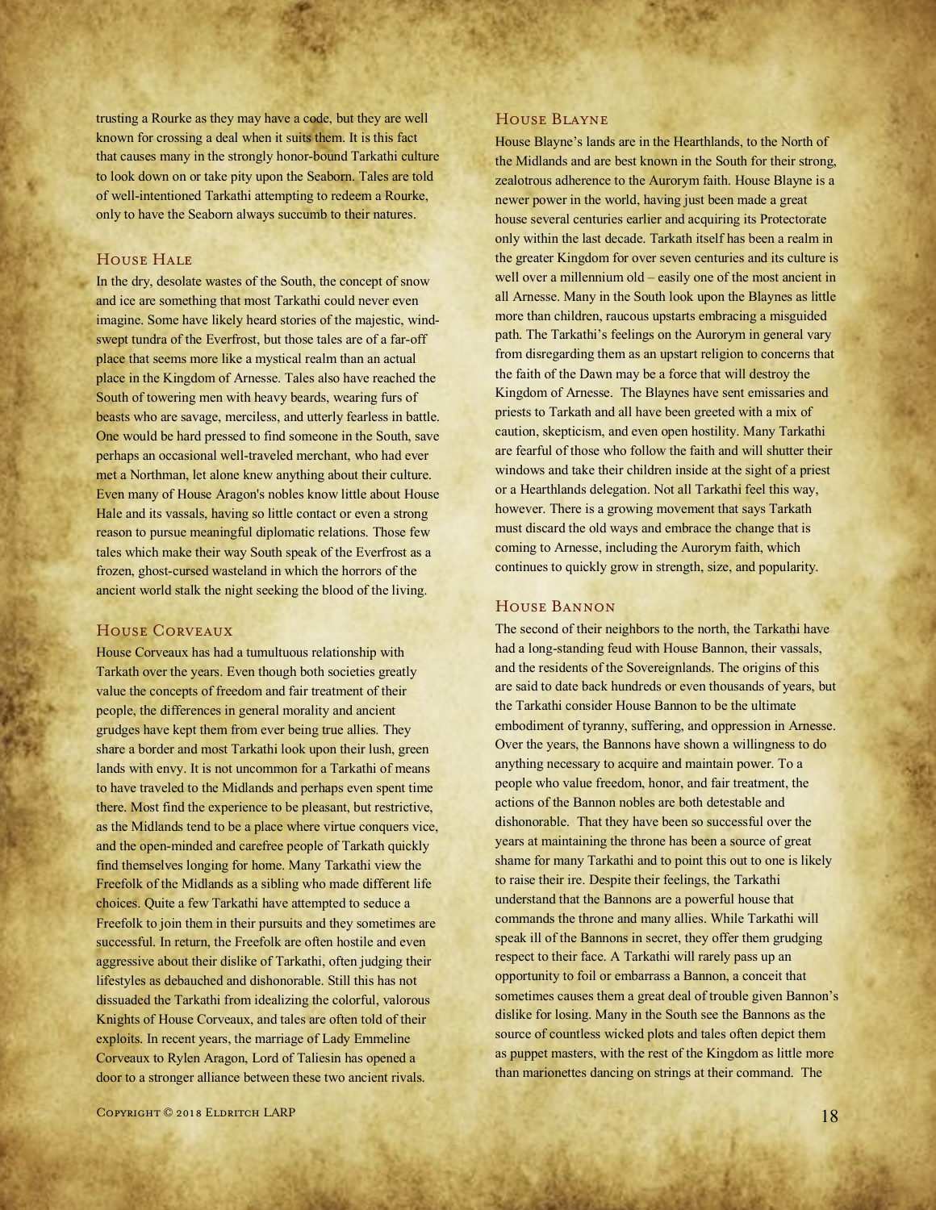trusting a Rourke as they may have a code, but they are well known for crossing a deal when it suits them. It is this fact that causes many in the strongly honor-bound Tarkathi culture to look down on or take pity upon the Seaborn. Tales are told of well-intentioned Tarkathi attempting to redeem a Rourke, only to have the Seaborn always succumb to their natures.

### House Hale

In the dry, desolate wastes of the South, the concept of snow and ice are something that most Tarkathi could never even imagine. Some have likely heard stories of the majestic, wind-swept tundra of the Everfrost, but those tales are of a far-off place that seems more like a mystical realm than an actual place in the Kingdom of Arnesse. Tales also have reached the South of towering men with heavy beards, wearing furs of beasts who are savage, merciless, and utterly fearless in battle. One would be hard pressed to find someone in the South, save perhaps an occasional well-traveled merchant, who had ever met a Northman, let alone knew anything about their culture. Even many of House Aragon's nobles know little about House Hale and its vassals, having so little contact or even a strong reason to pursue meaningful diplomatic relations. Those few tales which make their way South speak of the Everfrost as a frozen, ghost-cursed wasteland in which the horrors of the ancient world stalk the night seeking the blood of the living.

### House Corveaux

House Corveaux has had a tumultuous relationship with Tarkath over the years. Even though both societies greatly value the concepts of freedom and fair treatment of their people, the differences in general morality and ancient grudges have kept them from ever being true allies. They share a border and most Tarkathi look upon their lush, green lands with envy. It is not uncommon for a Tarkathi of means to have traveled to the Midlands and perhaps even spent time there. Most find the experience to be pleasant, but restrictive, as the Midlands tend to be a place where virtue conquers vice, and the open-minded and carefree people of Tarkath quickly find themselves longing for home. Many Tarkathi view the Freefolk of the Midlands as a sibling who made different life choices. Quite a few Tarkathi have attempted to seduce a Freefolk to join them in their pursuits and they sometimes are successful. In return, the Freefolk are often hostile and even aggressive about their dislike of Tarkathi, often judging their lifestyles as debauched and dishonorable. Still this has not dissuaded the Tarkathi from idealizing the colorful, valorous Knights of House Corveaux, and tales are often told of their exploits. In recent years, the marriage of Lady Emmeline Corveaux to Rylen Aragon, Lord of Taliesin has opened a door to a stronger alliance between these two ancient rivals.

### House Blayne

House Blayne's lands are in the Hearthlands, to the North of the Midlands and are best known in the South for their strong, zealotrous adherence to the Aurorym faith. House Blayne is a newer power in the world, having just been made a great house several centuries earlier and acquiring its Protectorate only within the last decade. Tarkath itself has been a realm in the greater Kingdom for over seven centuries and its culture is well over a millennium old – easily one of the most ancient in all Arnesse. Many in the South look upon the Blaynes as little more than children, raucous upstarts embracing a misguided path. The Tarkathi's feelings on the Aurorym in general vary from disregarding them as an upstart religion to concerns that the faith of the Dawn may be a force that will destroy the Kingdom of Arnesse. The Blaynes have sent emissaries and priests to Tarkath and all have been greeted with a mix of caution, skepticism, and even open hostility. Many Tarkathi are fearful of those who follow the faith and will shutter their windows and take their children inside at the sight of a priest or a Hearthlands delegation. Not all Tarkathi feel this way, however. There is a growing movement that says Tarkath must discard the old ways and embrace the change that is coming to Arnesse, including the Aurorym faith, which continues to quickly grow in strength, size, and popularity.

### House Bannon

The second of their neighbors to the north, the Tarkathi have had a long-standing feud with House Bannon, their vassals, and the residents of the Sovereignlands. The origins of this are said to date back hundreds or even thousands of years, but the Tarkathi consider House Bannon to be the ultimate embodiment of tyranny, suffering, and oppression in Arnesse. Over the years, the Bannons have shown a willingness to do anything necessary to acquire and maintain power. To a people who value freedom, honor, and fair treatment, the actions of the Bannon nobles are both detestable and dishonorable. That they have been so successful over the years at maintaining the throne has been a source of great shame for many Tarkathi and to point this out to one is likely to raise their ire. Despite their feelings, the Tarkathi understand that the Bannons are a powerful house that commands the throne and many allies. While Tarkathi will speak ill of the Bannons in secret, they offer them grudging respect to their face. A Tarkathi will rarely pass up an opportunity to foil or embarrass a Bannon, a conceit that sometimes causes them a great deal of trouble given Bannon's dislike for losing. Many in the South see the Bannons as the source of countless wicked plots and tales often depict them as puppet masters, with the rest of the Kingdom as little more than marionettes dancing on strings at their command. The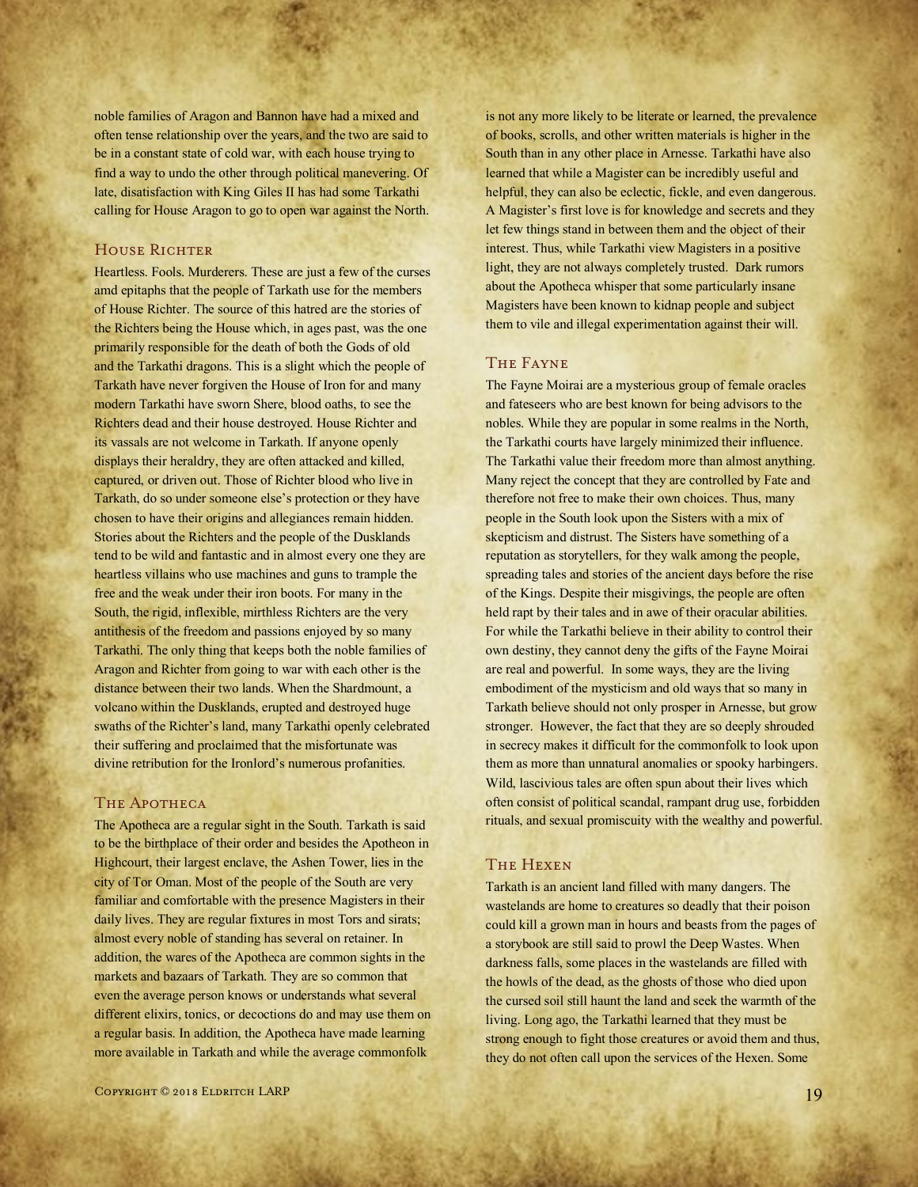noble families of Aragon and Bannon have had a mixed and often tense relationship over the years, and the two are said to be in a constant state of cold war, with each house trying to find a way to undo the other through political manevering. Of late, disatisfaction with King Giles II has had some Tarkathi calling for House Aragon to go to open war against the North.

## House Richter

Heartless. Fools. Murderers. These are just a few of the curses amd epitaphs that the people of Tarkath use for the members of House Richter. The source of this hatred are the stories of the Richters being the House which, in ages past, was the one primarily responsible for the death of both the Gods of old and the Tarkathi dragons. This is a slight which the people of Tarkath have never forgiven the House of Iron for and many modern Tarkathi have sworn Shere, blood oaths, to see the Richters dead and their house destroyed. House Richter and its vassals are not welcome in Tarkath. If anyone openly displays their heraldry, they are often attacked and killed, captured, or driven out. Those of Richter blood who live in Tarkath, do so under someone else's protection or they have chosen to have their origins and allegiances remain hidden. Stories about the Richters and the people of the Dusklands tend to be wild and fantastic and in almost every one they are heartless villains who use machines and guns to trample the free and the weak under their iron boots. For many in the South, the rigid, inflexible, mirthless Richters are the very antithesis of the freedom and passions enjoyed by so many Tarkathi. The only thing that keeps both the noble families of Aragon and Richter from going to war with each other is the distance between their two lands. When the Shardmount, a volcano within the Dusklands, erupted and destroyed huge swaths of the Richter's land, many Tarkathi openly celebrated their suffering and proclaimed that the misfortunate was divine retribution for the Ironlord's numerous profanities.

## The Apotheca

The Apotheca are a regular sight in the South. Tarkath is said to be the birthplace of their order and besides the Apotheon in Highcourt, their largest enclave, the Ashen Tower, lies in the city of Tor Oman. Most of the people of the South are very familiar and comfortable with the presence Magisters in their daily lives. They are regular fixtures in most Tors and sirats; almost every noble of standing has several on retainer. In addition, the wares of the Apotheca are common sights in the markets and bazaars of Tarkath. They are so common that even the average person knows or understands what several different elixirs, tonics, or decoctions do and may use them on a regular basis. In addition, the Apotheca have made learning more available in Tarkath and while the average commonfolk is not any more likely to be literate or learned, the prevalence of books, scrolls, and other written materials is higher in the South than in any other place in Arnesse. Tarkathi have also learned that while a Magister can be incredibly useful and helpful, they can also be eclectic, fickle, and even dangerous. A Magister's first love is for knowledge and secrets and they let few things stand in between them and the object of their interest. Thus, while Tarkathi view Magisters in a positive light, they are not always completely trusted. Dark rumors about the Apotheca whisper that some particularly insane Magisters have been known to kidnap people and subject them to vile and illegal experimentation against their will.

## The Fayne

The Fayne Moirai are a mysterious group of female oracles and fateseers who are best known for being advisors to the nobles. While they are popular in some realms in the North, the Tarkathi courts have largely minimized their influence. The Tarkathi value their freedom more than almost anything. Many reject the concept that they are controlled by Fate and therefore not free to make their own choices. Thus, many people in the South look upon the Sisters with a mix of skepticism and distrust. The Sisters have something of a reputation as storytellers, for they walk among the people, spreading tales and stories of the ancient days before the rise of the Kings. Despite their misgivings, the people are often held rapt by their tales and in awe of their oracular abilities. For while the Tarkathi believe in their ability to control their own destiny, they cannot deny the gifts of the Fayne Moirai are real and powerful. In some ways, they are the living embodiment of the mysticism and old ways that so many in Tarkath believe should not only prosper in Arnesse, but grow stronger. However, the fact that they are so deeply shrouded in secrecy makes it difficult for the commonfolk to look upon them as more than unnatural anomalies or spooky harbingers. Wild, lascivious tales are often spun about their lives which often consist of political scandal, rampant drug use, forbidden rituals, and sexual promiscuity with the wealthy and powerful.

## The Hexen

Tarkath is an ancient land filled with many dangers. The wastelands are home to creatures so deadly that their poison could kill a grown man in hours and beasts from the pages of a storybook are still said to prowl the Deep Wastes. When darkness falls, some places in the wastelands are filled with the howls of the dead, as the ghosts of those who died upon the cursed soil still haunt the land and seek the warmth of the living. Long ago, the Tarkathi learned that they must be strong enough to fight those creatures or avoid them and thus, they do not often call upon the services of the Hexen. Some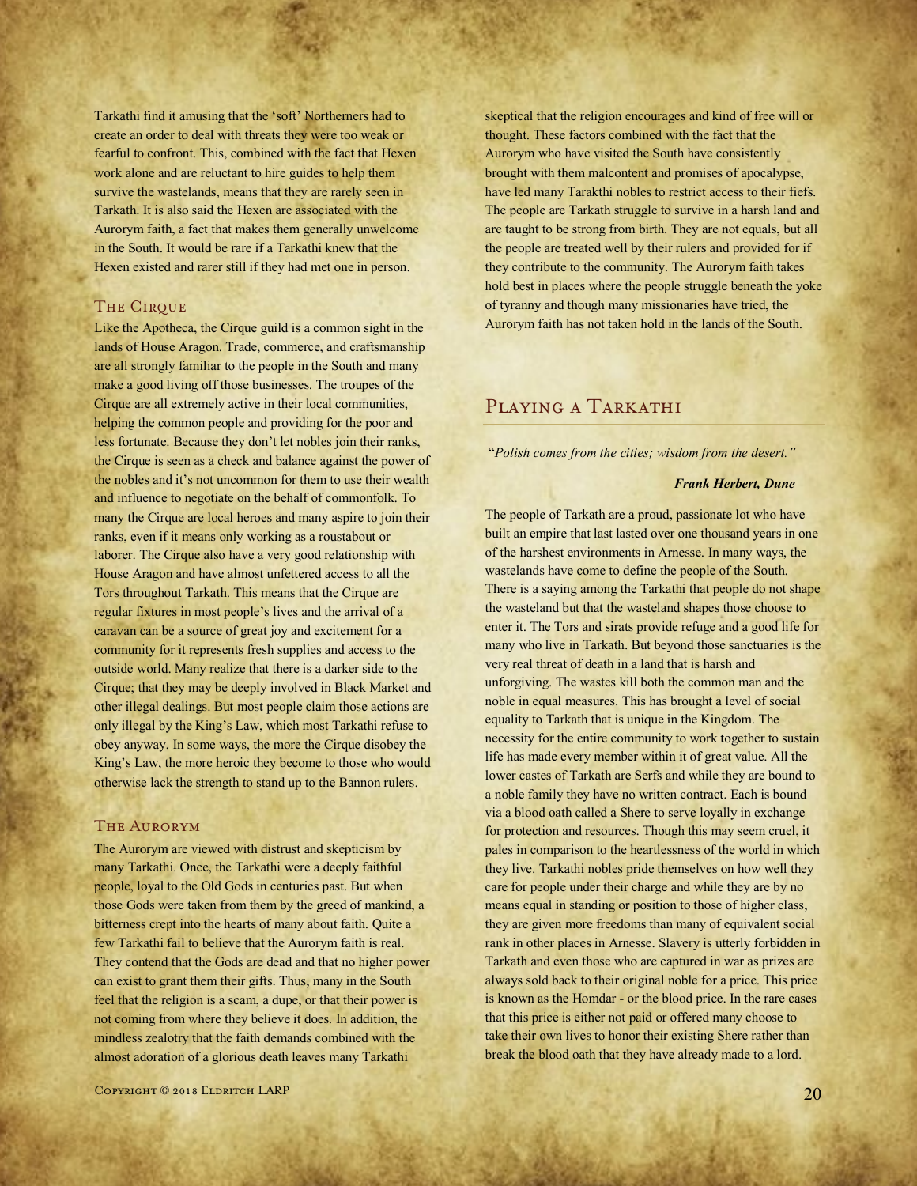Tarkathi find it amusing that the 'soft' Northerners had to create an order to deal with threats they were too weak or fearful to confront. This, combined with the fact that Hexen work alone and are reluctant to hire guides to help them survive the wastelands, means that they are rarely seen in Tarkath. It is also said the Hexen are associated with the Aurorym faith, a fact that makes them generally unwelcome in the South. It would be rare if a Tarkathi knew that the Hexen existed and rarer still if they had met one in person.

### The Cirque

Like the Apotheca, the Cirque guild is a common sight in the lands of House Aragon. Trade, commerce, and craftsmanship are all strongly familiar to the people in the South and many make a good living off those businesses. The troupes of the Cirque are all extremely active in their local communities, helping the common people and providing for the poor and less fortunate. Because they don't let nobles join their ranks, the Cirque is seen as a check and balance against the power of the nobles and it's not uncommon for them to use their wealth and influence to negotiate on the behalf of commonfolk. To many the Cirque are local heroes and many aspire to join their ranks, even if it means only working as a roustabout or laborer. The Cirque also have a very good relationship with House Aragon and have almost unfettered access to all the Tors throughout Tarkath. This means that the Cirque are regular fixtures in most people's lives and the arrival of a caravan can be a source of great joy and excitement for a community for it represents fresh supplies and access to the outside world. Many realize that there is a darker side to the Cirque; that they may be deeply involved in Black Market and other illegal dealings. But most people claim those actions are only illegal by the King's Law, which most Tarkathi refuse to obey anyway. In some ways, the more the Cirque disobey the King's Law, the more heroic they become to those who would otherwise lack the strength to stand up to the Bannon rulers.

### The Aurorym

The Aurorym are viewed with distrust and skepticism by many Tarkathi. Once, the Tarkathi were a deeply faithful people, loyal to the Old Gods in centuries past. But when those Gods were taken from them by the greed of mankind, a bitterness crept into the hearts of many about faith. Quite a few Tarkathi fail to believe that the Aurorym faith is real. They contend that the Gods are dead and that no higher power can exist to grant them their gifts. Thus, many in the South feel that the religion is a scam, a dupe, or that their power is not coming from where they believe it does. In addition, the mindless zealotry that the faith demands combined with the almost adoration of a glorious death leaves many Tarkathi skeptical that the religion encourages and kind of free will or thought. These factors combined with the fact that the Aurorym who have visited the South have consistently brought with them malcontent and promises of apocalypse, have led many Tarakthi nobles to restrict access to their fiefs. The people are Tarkath struggle to survive in a harsh land and are taught to be strong from birth. They are not equals, but all the people are treated well by their rulers and provided for if they contribute to the community. The Aurorym faith takes hold best in places where the people struggle beneath the yoke of tyranny and though many missionaries have tried, the Aurorym faith has not taken hold in the lands of the South.

## Playing a Tarkathi

"*Polish comes from the cities; wisdom from the desert.*"

***Frank Herbert, Dune***

The people of Tarkath are a proud, passionate lot who have built an empire that last lasted over one thousand years in one of the harshest environments in Arnesse. In many ways, the wastelands have come to define the people of the South. There is a saying among the Tarkathi that people do not shape the wasteland but that the wasteland shapes those choose to enter it. The Tors and sirats provide refuge and a good life for many who live in Tarkath. But beyond those sanctuaries is the very real threat of death in a land that is harsh and unforgiving. The wastes kill both the common man and the noble in equal measures. This has brought a level of social equality to Tarkath that is unique in the Kingdom. The necessity for the entire community to work together to sustain life has made every member within it of great value. All the lower castes of Tarkath are Serfs and while they are bound to a noble family they have no written contract. Each is bound via a blood oath called a Shere to serve loyally in exchange for protection and resources. Though this may seem cruel, it pales in comparison to the heartlessness of the world in which they live. Tarkathi nobles pride themselves on how well they care for people under their charge and while they are by no means equal in standing or position to those of higher class, they are given more freedoms than many of equivalent social rank in other places in Arnesse. Slavery is utterly forbidden in Tarkath and even those who are captured in war as prizes are always sold back to their original noble for a price. This price is known as the Homdar - or the blood price. In the rare cases that this price is either not paid or offered many choose to take their own lives to honor their existing Shere rather than break the blood oath that they have already made to a lord.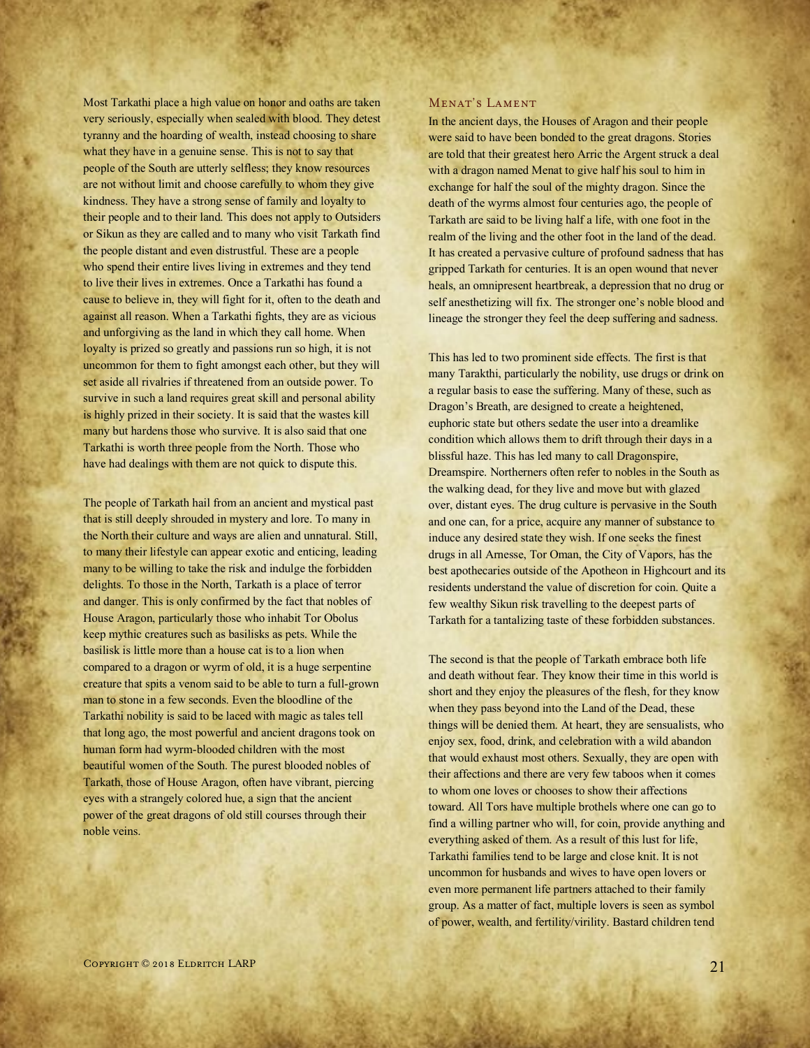Most Tarkathi place a high value on honor and oaths are taken very seriously, especially when sealed with blood. They detest tyranny and the hoarding of wealth, instead choosing to share what they have in a genuine sense. This is not to say that people of the South are utterly selfless; they know resources are not without limit and choose carefully to whom they give kindness. They have a strong sense of family and loyalty to their people and to their land. This does not apply to Outsiders or Sikun as they are called and to many who visit Tarkath find the people distant and even distrustful. These are a people who spend their entire lives living in extremes and they tend to live their lives in extremes. Once a Tarkathi has found a cause to believe in, they will fight for it, often to the death and against all reason. When a Tarkathi fights, they are as vicious and unforgiving as the land in which they call home. When loyalty is prized so greatly and passions run so high, it is not uncommon for them to fight amongst each other, but they will set aside all rivalries if threatened from an outside power. To survive in such a land requires great skill and personal ability is highly prized in their society. It is said that the wastes kill many but hardens those who survive. It is also said that one Tarkathi is worth three people from the North. Those who have had dealings with them are not quick to dispute this.

The people of Tarkath hail from an ancient and mystical past that is still deeply shrouded in mystery and lore. To many in the North their culture and ways are alien and unnatural. Still, to many their lifestyle can appear exotic and enticing, leading many to be willing to take the risk and indulge the forbidden delights. To those in the North, Tarkath is a place of terror and danger. This is only confirmed by the fact that nobles of House Aragon, particularly those who inhabit Tor Obolus keep mythic creatures such as basilisks as pets. While the basilisk is little more than a house cat is to a lion when compared to a dragon or wyrm of old, it is a huge serpentine creature that spits a venom said to be able to turn a full-grown man to stone in a few seconds. Even the bloodline of the Tarkathi nobility is said to be laced with magic as tales tell that long ago, the most powerful and ancient dragons took on human form had wyrm-blooded children with the most beautiful women of the South. The purest blooded nobles of Tarkath, those of House Aragon, often have vibrant, piercing eyes with a strangely colored hue, a sign that the ancient power of the great dragons of old still courses through their noble veins.

### Menat's Lament

In the ancient days, the Houses of Aragon and their people were said to have been bonded to the great dragons. Stories are told that their greatest hero Arric the Argent struck a deal with a dragon named Menat to give half his soul to him in exchange for half the soul of the mighty dragon. Since the death of the wyrms almost four centuries ago, the people of Tarkath are said to be living half a life, with one foot in the realm of the living and the other foot in the land of the dead. It has created a pervasive culture of profound sadness that has gripped Tarkath for centuries. It is an open wound that never heals, an omnipresent heartbreak, a depression that no drug or self anesthetizing will fix. The stronger one's noble blood and lineage the stronger they feel the deep suffering and sadness.

This has led to two prominent side effects. The first is that many Tarakthi, particularly the nobility, use drugs or drink on a regular basis to ease the suffering. Many of these, such as Dragon's Breath, are designed to create a heightened, euphoric state but others sedate the user into a dreamlike condition which allows them to drift through their days in a blissful haze. This has led many to call Dragonspire, Dreamspire. Northerners often refer to nobles in the South as the walking dead, for they live and move but with glazed over, distant eyes. The drug culture is pervasive in the South and one can, for a price, acquire any manner of substance to induce any desired state they wish. If one seeks the finest drugs in all Arnesse, Tor Oman, the City of Vapors, has the best apothecaries outside of the Apotheon in Highcourt and its residents understand the value of discretion for coin. Quite a few wealthy Sikun risk travelling to the deepest parts of Tarkath for a tantalizing taste of these forbidden substances.

The second is that the people of Tarkath embrace both life and death without fear. They know their time in this world is short and they enjoy the pleasures of the flesh, for they know when they pass beyond into the Land of the Dead, these things will be denied them. At heart, they are sensualists, who enjoy sex, food, drink, and celebration with a wild abandon that would exhaust most others. Sexually, they are open with their affections and there are very few taboos when it comes to whom one loves or chooses to show their affections toward. All Tors have multiple brothels where one can go to find a willing partner who will, for coin, provide anything and everything asked of them. As a result of this lust for life, Tarkathi families tend to be large and close knit. It is not uncommon for husbands and wives to have open lovers or even more permanent life partners attached to their family group. As a matter of fact, multiple lovers is seen as symbol of power, wealth, and fertility/virility. Bastard children tend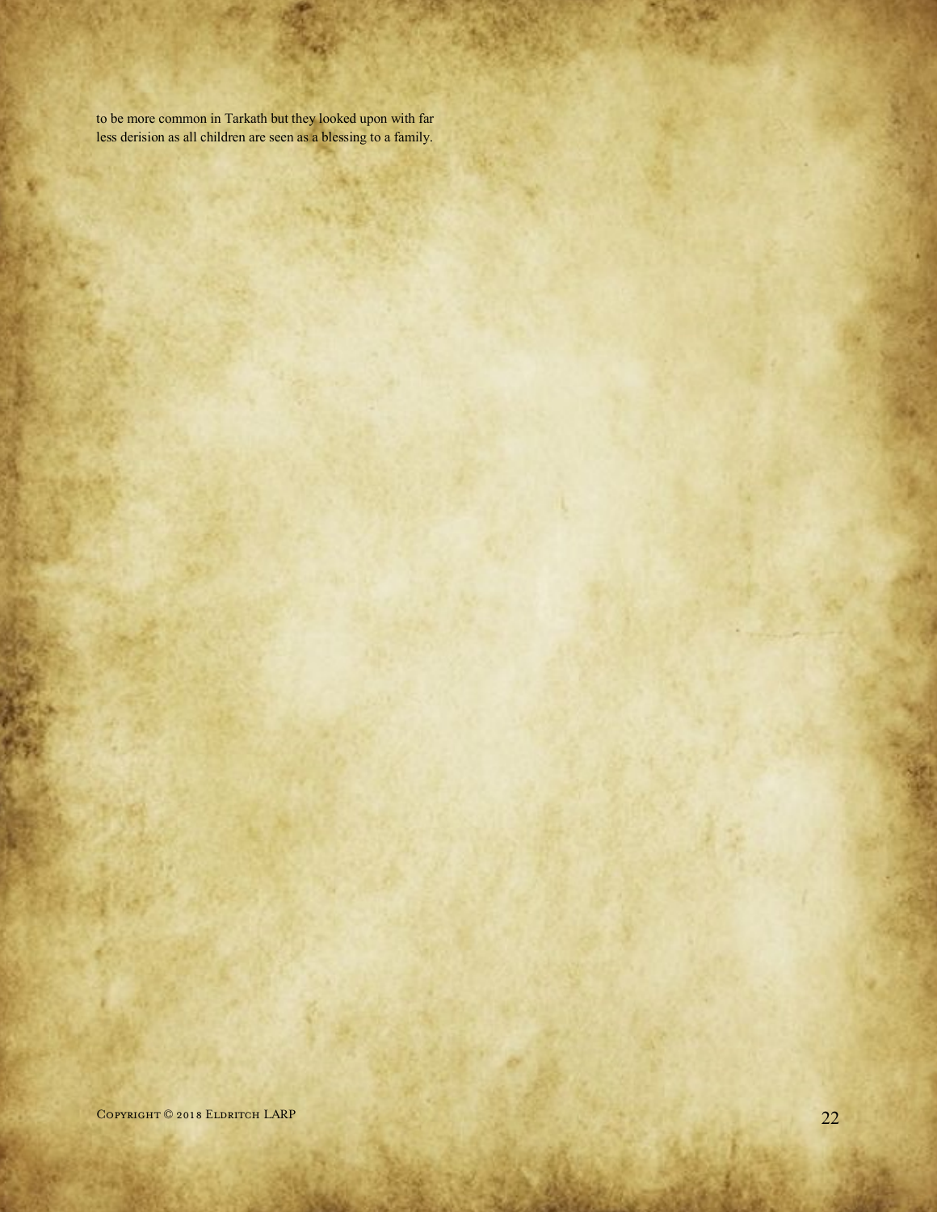to be more common in Tarkath but they looked upon with far less derision as all children are seen as a blessing to a family.